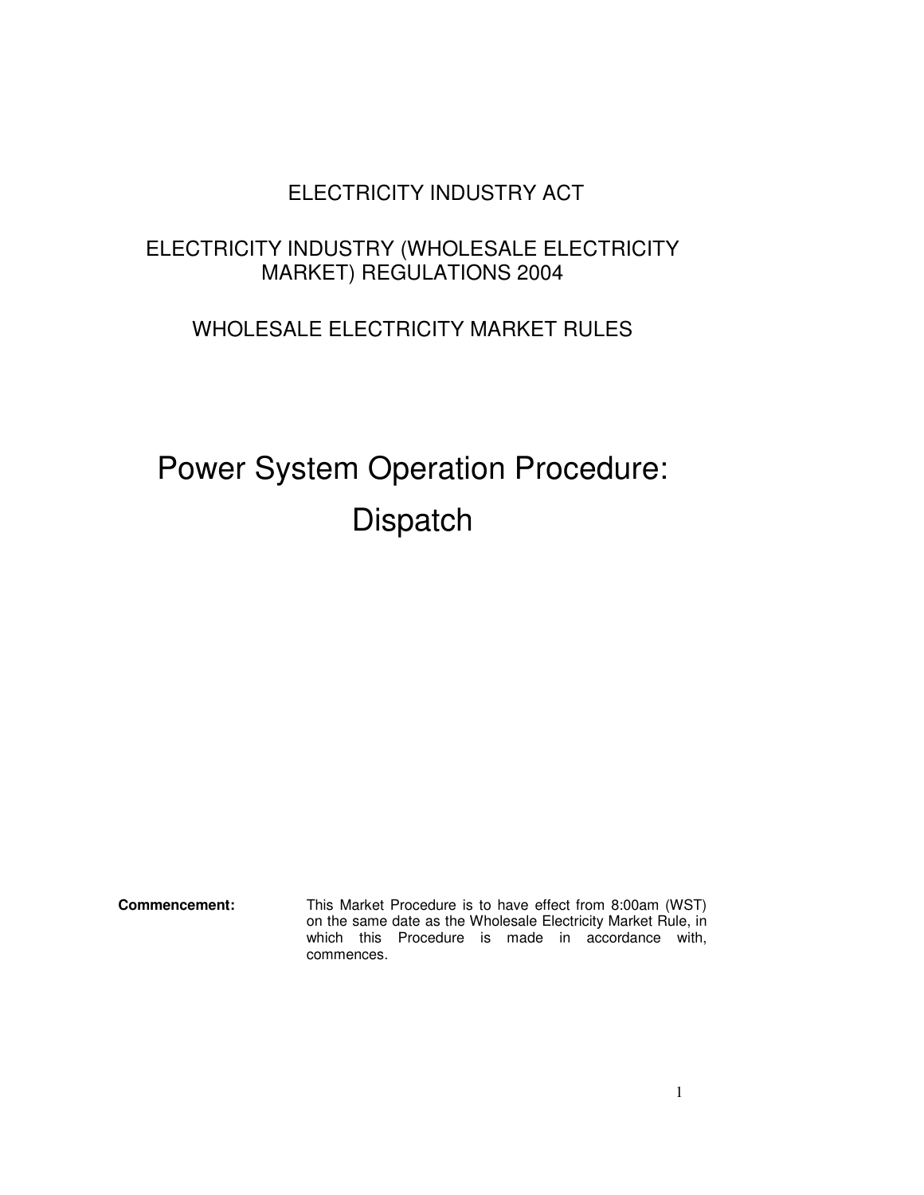ELECTRICITY INDUSTRY ACT

ELECTRICITY INDUSTRY (WHOLESALE ELECTRICITY MARKET) REGULATIONS 2004

WHOLESALE ELECTRICITY MARKET RULES

# Power System Operation Procedure: Dispatch

**Commencement:** This Market Procedure is to have effect from 8:00am (WST) on the same date as the Wholesale Electricity Market Rule, in which this Procedure is made in accordance with, commences.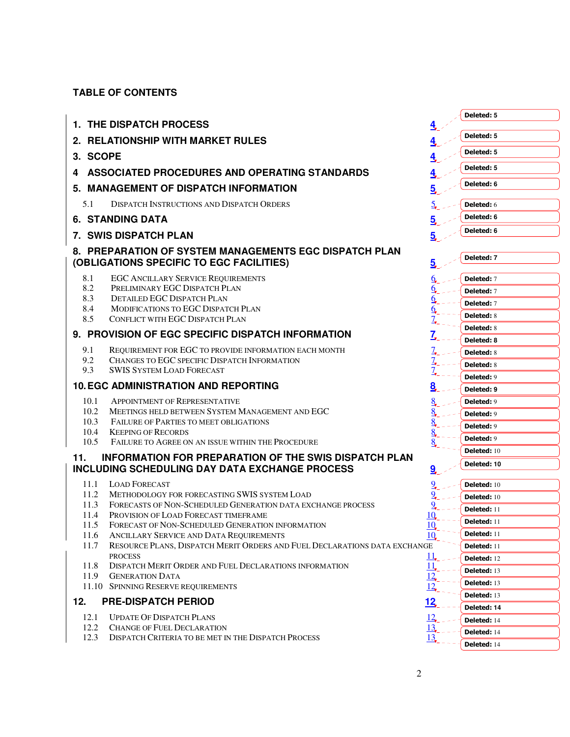# TABLE OF CONTENTS

| | | |
|---|---|---|
| **1. THE DISPATCH PROCESS** | 4 | Deleted: 5 |
| **2. RELATIONSHIP WITH MARKET RULES** | 4 | Deleted: 5 |
| **3. SCOPE** | 4 | Deleted: 5 |
| **4 ASSOCIATED PROCEDURES AND OPERATING STANDARDS** | 4 | Deleted: 5 |
| **5. MANAGEMENT OF DISPATCH INFORMATION** | 5 | Deleted: 6 |
| 5.1 DISPATCH INSTRUCTIONS AND DISPATCH ORDERS | 5 | Deleted: 6 |
| **6. STANDING DATA** | 5 | Deleted: 6 |
| **7. SWIS DISPATCH PLAN** | 5 | Deleted: 6 |
| **8. PREPARATION OF SYSTEM MANAGEMENTS EGC DISPATCH PLAN (OBLIGATIONS SPECIFIC TO EGC FACILITIES)** | 5 | Deleted: 7 |
| 8.1 EGC ANCILLARY SERVICE REQUIREMENTS | 6 | Deleted: 7 |
| 8.2 PRELIMINARY EGC DISPATCH PLAN | 6 | Deleted: 7 |
| 8.3 DETAILED EGC DISPATCH PLAN | 6 | Deleted: 7 |
| 8.4 MODIFICATIONS TO EGC DISPATCH PLAN | 6 | Deleted: 8 |
| 8.5 CONFLICT WITH EGC DISPATCH PLAN | 7 | Deleted: 8 |
| **9. PROVISION OF EGC SPECIFIC DISPATCH INFORMATION** | 7 | Deleted: 8 |
| 9.1 REQUIREMENT FOR EGC TO PROVIDE INFORMATION EACH MONTH | 7 | Deleted: 8 |
| 9.2 CHANGES TO EGC SPECIFIC DISPATCH INFORMATION | 7 | Deleted: 8 |
| 9.3 SWIS SYSTEM LOAD FORECAST | 7 | Deleted: 9 |
| **10. EGC ADMINISTRATION AND REPORTING** | 8 | Deleted: 9 |
| 10.1 APPOINTMENT OF REPRESENTATIVE | 8 | Deleted: 9 |
| 10.2 MEETINGS HELD BETWEEN SYSTEM MANAGEMENT AND EGC | 8 | Deleted: 9 |
| 10.3 FAILURE OF PARTIES TO MEET OBLIGATIONS | 8 | Deleted: 9 |
| 10.4 KEEPING OF RECORDS | 8 | Deleted: 9 |
| 10.5 FAILURE TO AGREE ON AN ISSUE WITHIN THE PROCEDURE | 8 | Deleted: 10 |
| **11. INFORMATION FOR PREPARATION OF THE SWIS DISPATCH PLAN INCLUDING SCHEDULING DAY DATA EXCHANGE PROCESS** | 9 | Deleted: 10 |
| 11.1 LOAD FORECAST | 9 | Deleted: 10 |
| 11.2 METHODOLOGY FOR FORECASTING SWIS SYSTEM LOAD | 9 | Deleted: 10 |
| 11.3 FORECASTS OF NON-SCHEDULED GENERATION DATA EXCHANGE PROCESS | 9 | Deleted: 11 |
| 11.4 PROVISION OF LOAD FORECAST TIMEFRAME | 10 | Deleted: 11 |
| 11.5 FORECAST OF NON-SCHEDULED GENERATION INFORMATION | 10 | Deleted: 11 |
| 11.6 ANCILLARY SERVICE AND DATA REQUIREMENTS | 10 | Deleted: 11 |
| 11.7 RESOURCE PLANS, DISPATCH MERIT ORDERS AND FUEL DECLARATIONS DATA EXCHANGE PROCESS | 11 | Deleted: 12 |
| 11.8 DISPATCH MERIT ORDER AND FUEL DECLARATIONS INFORMATION | 11 | Deleted: 13 |
| 11.9 GENERATION DATA | 12 | Deleted: 13 |
| 11.10 SPINNING RESERVE REQUIREMENTS | 12 | Deleted: 13 |
| **12. PRE-DISPATCH PERIOD** | 12 | Deleted: 14 |
| 12.1 UPDATE OF DISPATCH PLANS | 12 | Deleted: 14 |
| 12.2 CHANGE OF FUEL DECLARATION | 13 | Deleted: 14 |
| 12.3 DISPATCH CRITERIA TO BE MET IN THE DISPATCH PROCESS | 13 | Deleted: 14 |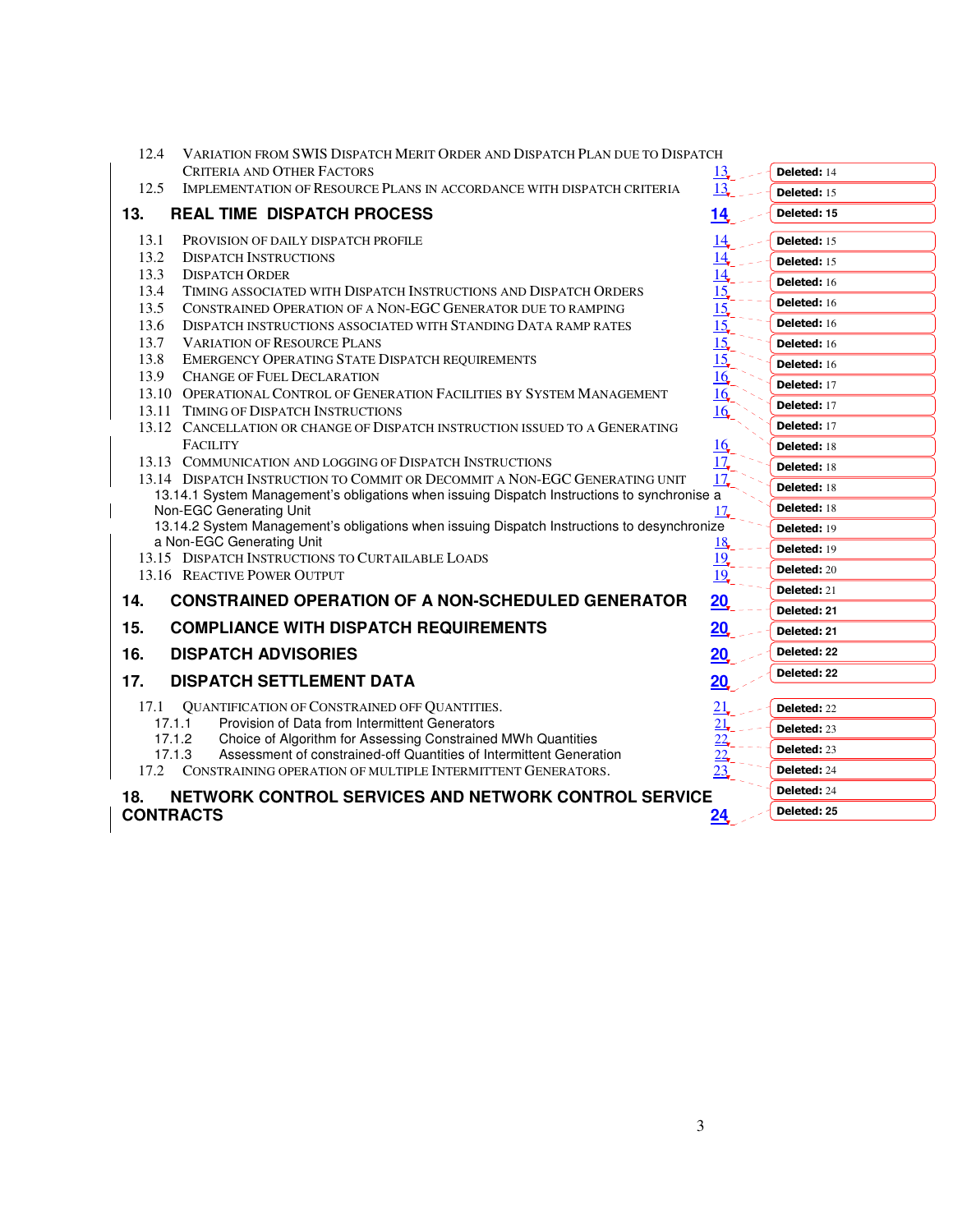12.4 VARIATION FROM SWIS DISPATCH MERIT ORDER AND DISPATCH PLAN DUE TO DISPATCH CRITERIA AND OTHER FACTORS 13

12.5 IMPLEMENTATION OF RESOURCE PLANS IN ACCORDANCE WITH DISPATCH CRITERIA 13

**13. REAL TIME DISPATCH PROCESS 14**

13.1 PROVISION OF DAILY DISPATCH PROFILE 14

13.2 DISPATCH INSTRUCTIONS 14

13.3 DISPATCH ORDER 14

13.4 TIMING ASSOCIATED WITH DISPATCH INSTRUCTIONS AND DISPATCH ORDERS 15

13.5 CONSTRAINED OPERATION OF A NON-EGC GENERATOR DUE TO RAMPING 15

13.6 DISPATCH INSTRUCTIONS ASSOCIATED WITH STANDING DATA RAMP RATES 15

13.7 VARIATION OF RESOURCE PLANS 15

13.8 EMERGENCY OPERATING STATE DISPATCH REQUIREMENTS 15

13.9 CHANGE OF FUEL DECLARATION 16

13.10 OPERATIONAL CONTROL OF GENERATION FACILITIES BY SYSTEM MANAGEMENT 16

13.11 TIMING OF DISPATCH INSTRUCTIONS 16

13.12 CANCELLATION OR CHANGE OF DISPATCH INSTRUCTION ISSUED TO A GENERATING FACILITY 16

13.13 COMMUNICATION AND LOGGING OF DISPATCH INSTRUCTIONS 17

13.14 DISPATCH INSTRUCTION TO COMMIT OR DECOMMIT A NON-EGC GENERATING UNIT 17

13.14.1 System Management's obligations when issuing Dispatch Instructions to synchronise a Non-EGC Generating Unit 17

13.14.2 System Management's obligations when issuing Dispatch Instructions to desynchronize a Non-EGC Generating Unit 18

13.15 DISPATCH INSTRUCTIONS TO CURTAILABLE LOADS 19

13.16 REACTIVE POWER OUTPUT 19

**14. CONSTRAINED OPERATION OF A NON-SCHEDULED GENERATOR 20**

**15. COMPLIANCE WITH DISPATCH REQUIREMENTS 20**

**16. DISPATCH ADVISORIES 20**

**17. DISPATCH SETTLEMENT DATA 20**

17.1 QUANTIFICATION OF CONSTRAINED OFF QUANTITIES. 21

17.1.1 Provision of Data from Intermittent Generators 21

17.1.2 Choice of Algorithm for Assessing Constrained MWh Quantities 22

17.1.3 Assessment of constrained-off Quantities of Intermittent Generation 22

17.2 CONSTRAINING OPERATION OF MULTIPLE INTERMITTENT GENERATORS. 23

**18. NETWORK CONTROL SERVICES AND NETWORK CONTROL SERVICE CONTRACTS 24**

Deleted: 14
Deleted: 15
Deleted: 15
Deleted: 15
Deleted: 15
Deleted: 16
Deleted: 16
Deleted: 16
Deleted: 16
Deleted: 16
Deleted: 17
Deleted: 17
Deleted: 17
Deleted: 18
Deleted: 18
Deleted: 18
Deleted: 18
Deleted: 19
Deleted: 19
Deleted: 20
Deleted: 21
Deleted: 21
Deleted: 21
Deleted: 22
Deleted: 22
Deleted: 22
Deleted: 23
Deleted: 23
Deleted: 24
Deleted: 24
Deleted: 25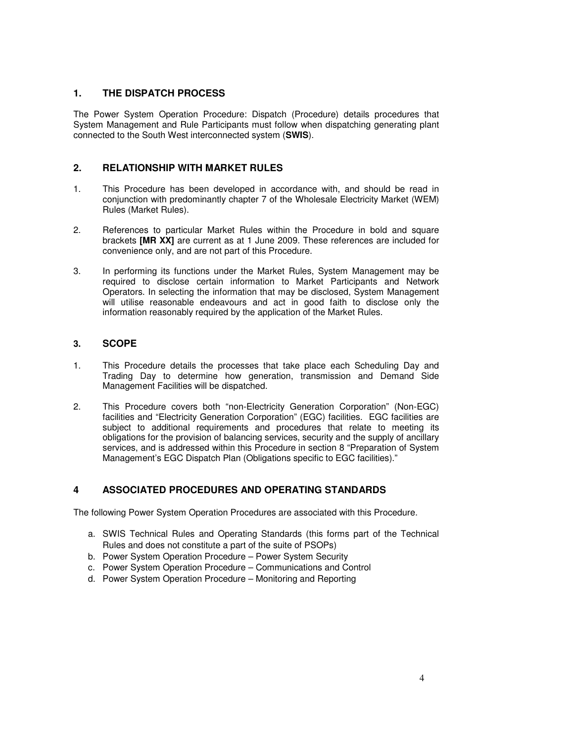## 1. THE DISPATCH PROCESS

The Power System Operation Procedure: Dispatch (Procedure) details procedures that System Management and Rule Participants must follow when dispatching generating plant connected to the South West interconnected system (**SWIS**).

## 2. RELATIONSHIP WITH MARKET RULES

1. This Procedure has been developed in accordance with, and should be read in conjunction with predominantly chapter 7 of the Wholesale Electricity Market (WEM) Rules (Market Rules).
2. References to particular Market Rules within the Procedure in bold and square brackets **[MR XX]** are current as at 1 June 2009. These references are included for convenience only, and are not part of this Procedure.
3. In performing its functions under the Market Rules, System Management may be required to disclose certain information to Market Participants and Network Operators. In selecting the information that may be disclosed, System Management will utilise reasonable endeavours and act in good faith to disclose only the information reasonably required by the application of the Market Rules.

## 3. SCOPE

1. This Procedure details the processes that take place each Scheduling Day and Trading Day to determine how generation, transmission and Demand Side Management Facilities will be dispatched.
2. This Procedure covers both "non-Electricity Generation Corporation" (Non-EGC) facilities and "Electricity Generation Corporation" (EGC) facilities. EGC facilities are subject to additional requirements and procedures that relate to meeting its obligations for the provision of balancing services, security and the supply of ancillary services, and is addressed within this Procedure in section 8 "Preparation of System Management's EGC Dispatch Plan (Obligations specific to EGC facilities)."

## 4 ASSOCIATED PROCEDURES AND OPERATING STANDARDS

The following Power System Operation Procedures are associated with this Procedure.

a. SWIS Technical Rules and Operating Standards (this forms part of the Technical Rules and does not constitute a part of the suite of PSOPs)
b. Power System Operation Procedure – Power System Security
c. Power System Operation Procedure – Communications and Control
d. Power System Operation Procedure – Monitoring and Reporting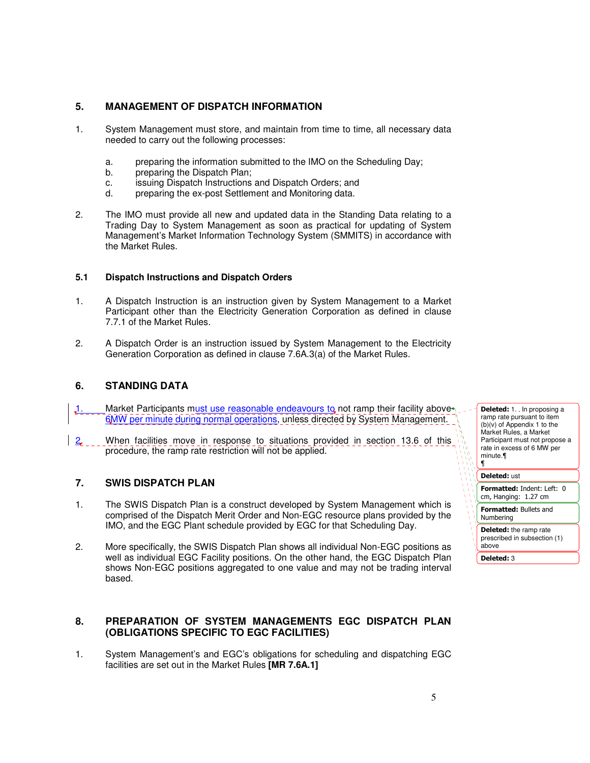## 5. MANAGEMENT OF DISPATCH INFORMATION

1. System Management must store, and maintain from time to time, all necessary data needed to carry out the following processes:

   a. preparing the information submitted to the IMO on the Scheduling Day;
   b. preparing the Dispatch Plan;
   c. issuing Dispatch Instructions and Dispatch Orders; and
   d. preparing the ex-post Settlement and Monitoring data.

2. The IMO must provide all new and updated data in the Standing Data relating to a Trading Day to System Management as soon as practical for updating of System Management's Market Information Technology System (SMMITS) in accordance with the Market Rules.

### 5.1 Dispatch Instructions and Dispatch Orders

1. A Dispatch Instruction is an instruction given by System Management to a Market Participant other than the Electricity Generation Corporation as defined in clause 7.7.1 of the Market Rules.

2. A Dispatch Order is an instruction issued by System Management to the Electricity Generation Corporation as defined in clause 7.6A.3(a) of the Market Rules.

## 6. STANDING DATA

1. Market Participants must use reasonable endeavours to not ramp their facility above 6MW per minute during normal operations, unless directed by System Management.

2. When facilities move in response to situations provided in section 13.6 of this procedure, the ramp rate restriction will not be applied.

Deleted: 1. . In proposing a ramp rate pursuant to item (b)(v) of Appendix 1 to the Market Rules, a Market Participant must not propose a rate in excess of 6 MW per minute.¶
¶

Deleted: ust

Formatted: Indent: Left: 0 cm, Hanging: 1.27 cm

Formatted: Bullets and Numbering

Deleted: the ramp rate prescribed in subsection (1) above

Deleted: 3

## 7. SWIS DISPATCH PLAN

1. The SWIS Dispatch Plan is a construct developed by System Management which is comprised of the Dispatch Merit Order and Non-EGC resource plans provided by the IMO, and the EGC Plant schedule provided by EGC for that Scheduling Day.

2. More specifically, the SWIS Dispatch Plan shows all individual Non-EGC positions as well as individual EGC Facility positions. On the other hand, the EGC Dispatch Plan shows Non-EGC positions aggregated to one value and may not be trading interval based.

## 8. PREPARATION OF SYSTEM MANAGEMENTS EGC DISPATCH PLAN (OBLIGATIONS SPECIFIC TO EGC FACILITIES)

1. System Management's and EGC's obligations for scheduling and dispatching EGC facilities are set out in the Market Rules **[MR 7.6A.1]**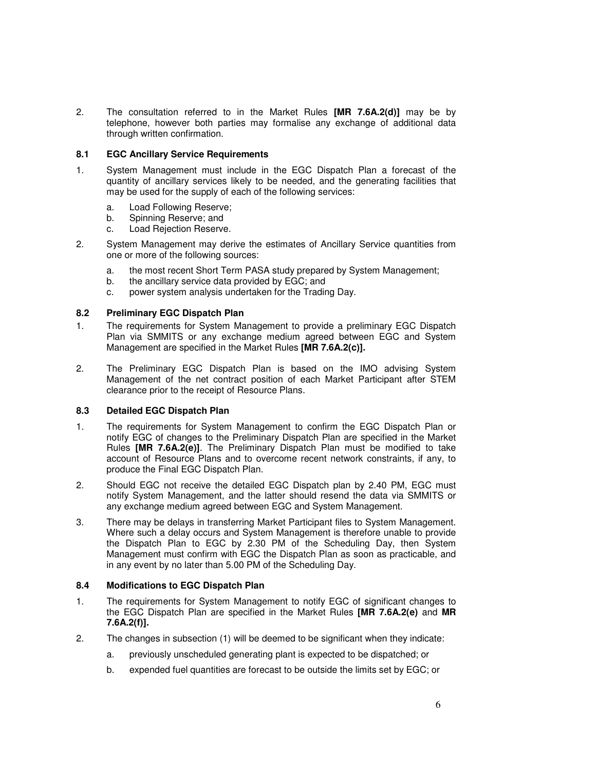2. The consultation referred to in the Market Rules **[MR 7.6A.2(d)]** may be by telephone, however both parties may formalise any exchange of additional data through written confirmation.

### 8.1 EGC Ancillary Service Requirements

1. System Management must include in the EGC Dispatch Plan a forecast of the quantity of ancillary services likely to be needed, and the generating facilities that may be used for the supply of each of the following services:

   a. Load Following Reserve;
   b. Spinning Reserve; and
   c. Load Rejection Reserve.

2. System Management may derive the estimates of Ancillary Service quantities from one or more of the following sources:

   a. the most recent Short Term PASA study prepared by System Management;
   b. the ancillary service data provided by EGC; and
   c. power system analysis undertaken for the Trading Day.

### 8.2 Preliminary EGC Dispatch Plan

1. The requirements for System Management to provide a preliminary EGC Dispatch Plan via SMMITS or any exchange medium agreed between EGC and System Management are specified in the Market Rules **[MR 7.6A.2(c)].**

2. The Preliminary EGC Dispatch Plan is based on the IMO advising System Management of the net contract position of each Market Participant after STEM clearance prior to the receipt of Resource Plans.

### 8.3 Detailed EGC Dispatch Plan

1. The requirements for System Management to confirm the EGC Dispatch Plan or notify EGC of changes to the Preliminary Dispatch Plan are specified in the Market Rules **[MR 7.6A.2(e)]**. The Preliminary Dispatch Plan must be modified to take account of Resource Plans and to overcome recent network constraints, if any, to produce the Final EGC Dispatch Plan.

2. Should EGC not receive the detailed EGC Dispatch plan by 2.40 PM, EGC must notify System Management, and the latter should resend the data via SMMITS or any exchange medium agreed between EGC and System Management.

3. There may be delays in transferring Market Participant files to System Management. Where such a delay occurs and System Management is therefore unable to provide the Dispatch Plan to EGC by 2.30 PM of the Scheduling Day, then System Management must confirm with EGC the Dispatch Plan as soon as practicable, and in any event by no later than 5.00 PM of the Scheduling Day.

### 8.4 Modifications to EGC Dispatch Plan

1. The requirements for System Management to notify EGC of significant changes to the EGC Dispatch Plan are specified in the Market Rules **[MR 7.6A.2(e)** and **MR 7.6A.2(f)].**

2. The changes in subsection (1) will be deemed to be significant when they indicate:

   a. previously unscheduled generating plant is expected to be dispatched; or

   b. expended fuel quantities are forecast to be outside the limits set by EGC; or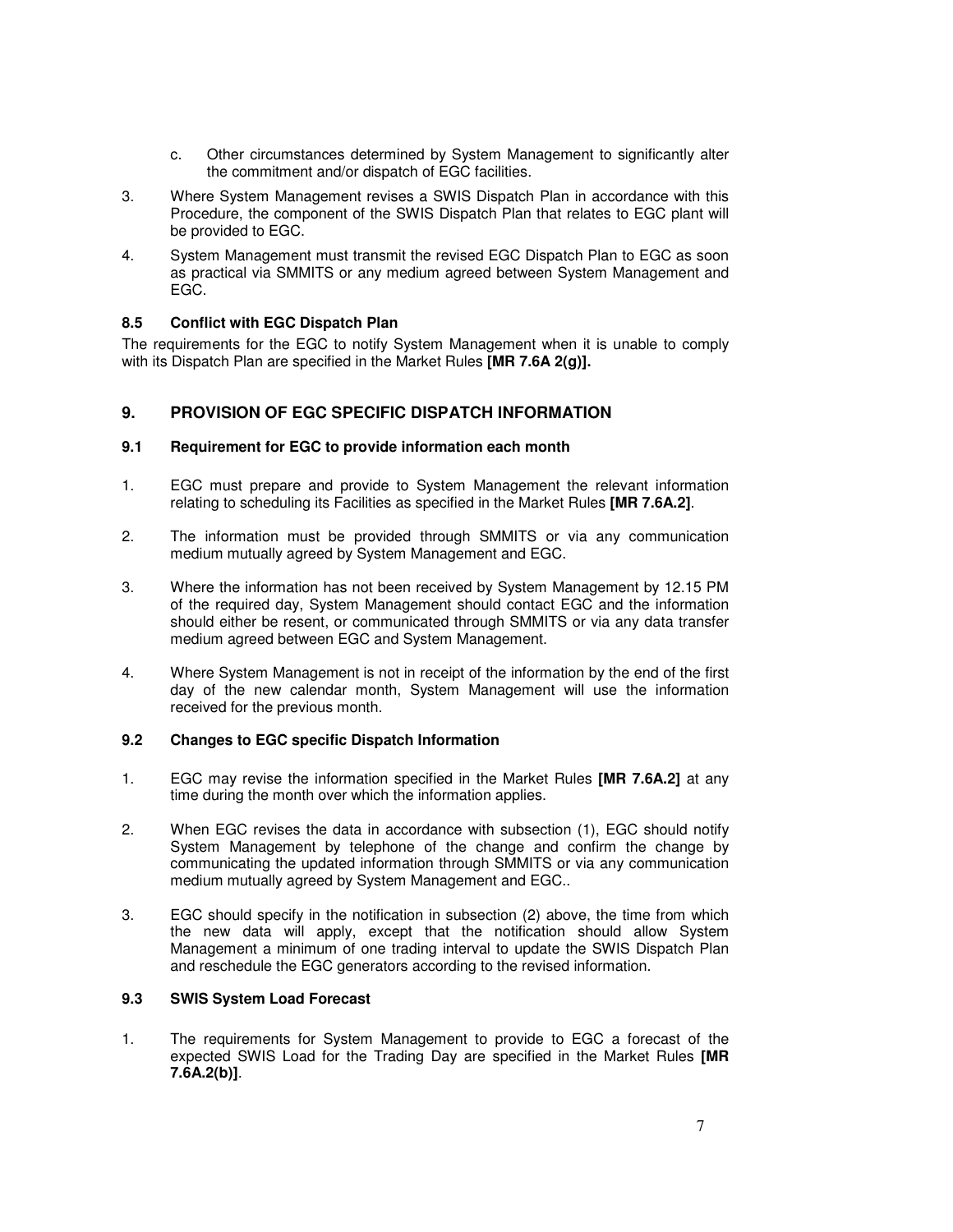c. Other circumstances determined by System Management to significantly alter the commitment and/or dispatch of EGC facilities.

3. Where System Management revises a SWIS Dispatch Plan in accordance with this Procedure, the component of the SWIS Dispatch Plan that relates to EGC plant will be provided to EGC.

4. System Management must transmit the revised EGC Dispatch Plan to EGC as soon as practical via SMMITS or any medium agreed between System Management and EGC.

### 8.5 Conflict with EGC Dispatch Plan

The requirements for the EGC to notify System Management when it is unable to comply with its Dispatch Plan are specified in the Market Rules **[MR 7.6A 2(g)].**

## 9. PROVISION OF EGC SPECIFIC DISPATCH INFORMATION

### 9.1 Requirement for EGC to provide information each month

1. EGC must prepare and provide to System Management the relevant information relating to scheduling its Facilities as specified in the Market Rules **[MR 7.6A.2]**.

2. The information must be provided through SMMITS or via any communication medium mutually agreed by System Management and EGC.

3. Where the information has not been received by System Management by 12.15 PM of the required day, System Management should contact EGC and the information should either be resent, or communicated through SMMITS or via any data transfer medium agreed between EGC and System Management.

4. Where System Management is not in receipt of the information by the end of the first day of the new calendar month, System Management will use the information received for the previous month.

### 9.2 Changes to EGC specific Dispatch Information

1. EGC may revise the information specified in the Market Rules **[MR 7.6A.2]** at any time during the month over which the information applies.

2. When EGC revises the data in accordance with subsection (1), EGC should notify System Management by telephone of the change and confirm the change by communicating the updated information through SMMITS or via any communication medium mutually agreed by System Management and EGC..

3. EGC should specify in the notification in subsection (2) above, the time from which the new data will apply, except that the notification should allow System Management a minimum of one trading interval to update the SWIS Dispatch Plan and reschedule the EGC generators according to the revised information.

### 9.3 SWIS System Load Forecast

1. The requirements for System Management to provide to EGC a forecast of the expected SWIS Load for the Trading Day are specified in the Market Rules **[MR 7.6A.2(b)]**.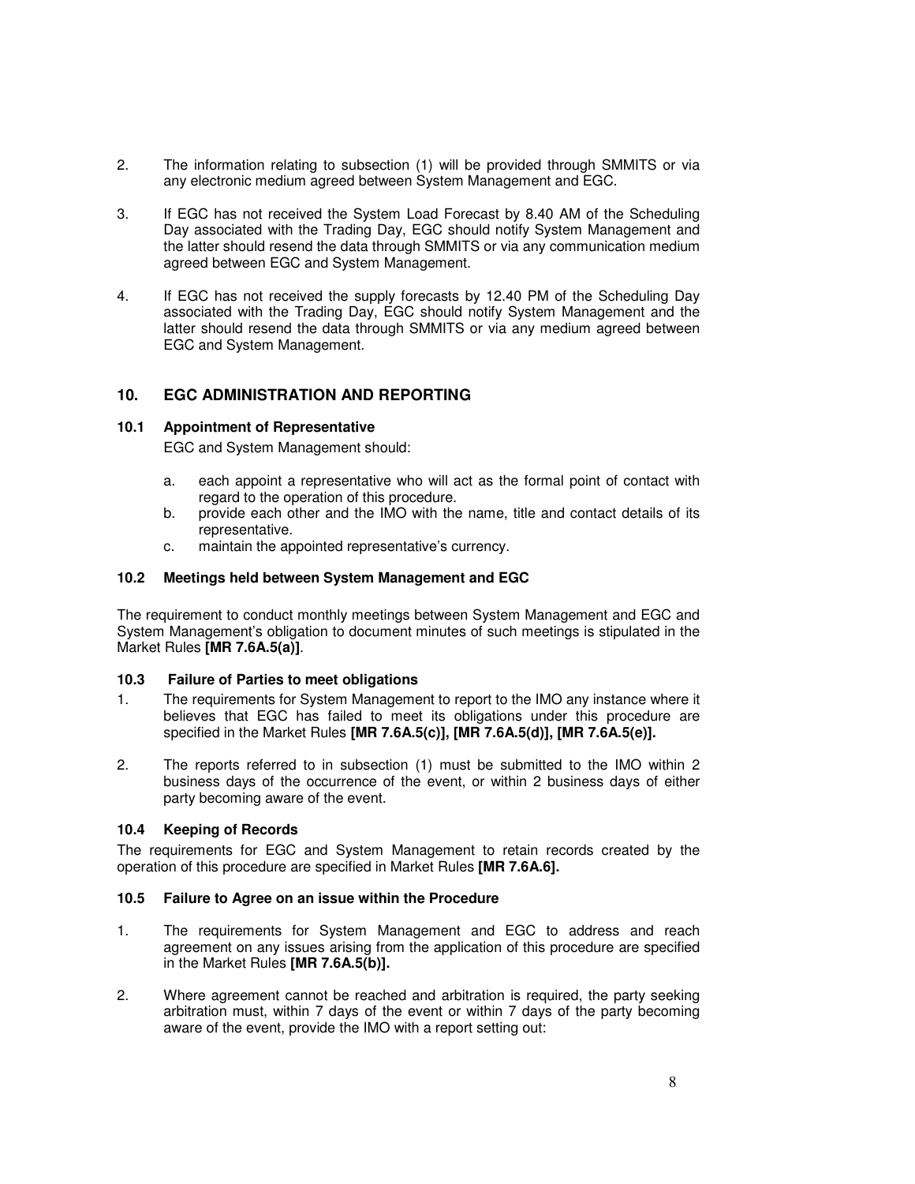2. The information relating to subsection (1) will be provided through SMMITS or via any electronic medium agreed between System Management and EGC.

3. If EGC has not received the System Load Forecast by 8.40 AM of the Scheduling Day associated with the Trading Day, EGC should notify System Management and the latter should resend the data through SMMITS or via any communication medium agreed between EGC and System Management.

4. If EGC has not received the supply forecasts by 12.40 PM of the Scheduling Day associated with the Trading Day, EGC should notify System Management and the latter should resend the data through SMMITS or via any medium agreed between EGC and System Management.

## 10. EGC ADMINISTRATION AND REPORTING

### 10.1 Appointment of Representative

EGC and System Management should:

a. each appoint a representative who will act as the formal point of contact with regard to the operation of this procedure.
b. provide each other and the IMO with the name, title and contact details of its representative.
c. maintain the appointed representative's currency.

### 10.2 Meetings held between System Management and EGC

The requirement to conduct monthly meetings between System Management and EGC and System Management's obligation to document minutes of such meetings is stipulated in the Market Rules **[MR 7.6A.5(a)]**.

### 10.3 Failure of Parties to meet obligations

1. The requirements for System Management to report to the IMO any instance where it believes that EGC has failed to meet its obligations under this procedure are specified in the Market Rules **[MR 7.6A.5(c)], [MR 7.6A.5(d)], [MR 7.6A.5(e)].**

2. The reports referred to in subsection (1) must be submitted to the IMO within 2 business days of the occurrence of the event, or within 2 business days of either party becoming aware of the event.

### 10.4 Keeping of Records

The requirements for EGC and System Management to retain records created by the operation of this procedure are specified in Market Rules **[MR 7.6A.6].**

### 10.5 Failure to Agree on an issue within the Procedure

1. The requirements for System Management and EGC to address and reach agreement on any issues arising from the application of this procedure are specified in the Market Rules **[MR 7.6A.5(b)].**

2. Where agreement cannot be reached and arbitration is required, the party seeking arbitration must, within 7 days of the event or within 7 days of the party becoming aware of the event, provide the IMO with a report setting out: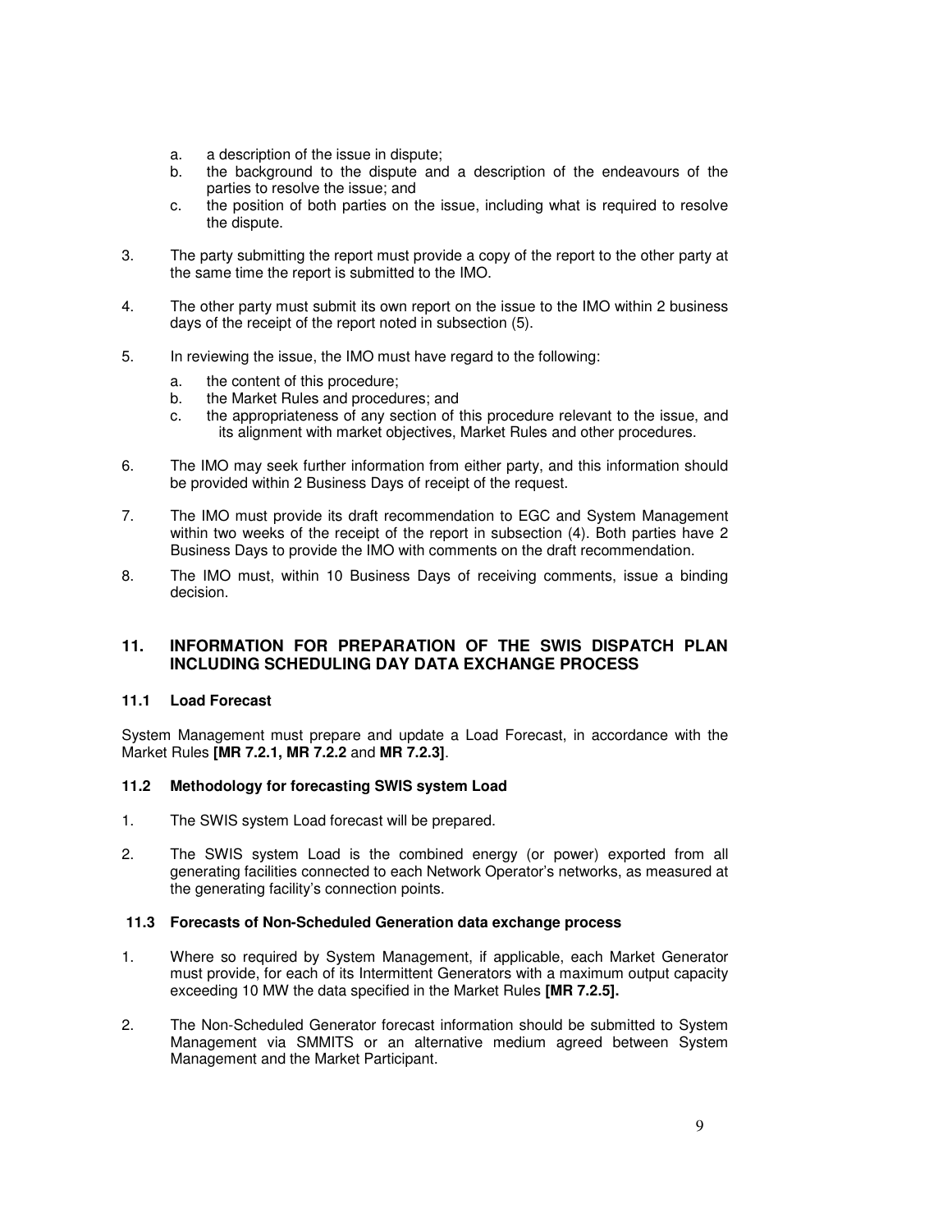a. a description of the issue in dispute;
b. the background to the dispute and a description of the endeavours of the parties to resolve the issue; and
c. the position of both parties on the issue, including what is required to resolve the dispute.

3. The party submitting the report must provide a copy of the report to the other party at the same time the report is submitted to the IMO.

4. The other party must submit its own report on the issue to the IMO within 2 business days of the receipt of the report noted in subsection (5).

5. In reviewing the issue, the IMO must have regard to the following:
   a. the content of this procedure;
   b. the Market Rules and procedures; and
   c. the appropriateness of any section of this procedure relevant to the issue, and its alignment with market objectives, Market Rules and other procedures.

6. The IMO may seek further information from either party, and this information should be provided within 2 Business Days of receipt of the request.

7. The IMO must provide its draft recommendation to EGC and System Management within two weeks of the receipt of the report in subsection (4). Both parties have 2 Business Days to provide the IMO with comments on the draft recommendation.

8. The IMO must, within 10 Business Days of receiving comments, issue a binding decision.

## 11. INFORMATION FOR PREPARATION OF THE SWIS DISPATCH PLAN INCLUDING SCHEDULING DAY DATA EXCHANGE PROCESS

### 11.1 Load Forecast

System Management must prepare and update a Load Forecast, in accordance with the Market Rules **[MR 7.2.1, MR 7.2.2** and **MR 7.2.3]**.

### 11.2 Methodology for forecasting SWIS system Load

1. The SWIS system Load forecast will be prepared.

2. The SWIS system Load is the combined energy (or power) exported from all generating facilities connected to each Network Operator's networks, as measured at the generating facility's connection points.

### 11.3 Forecasts of Non-Scheduled Generation data exchange process

1. Where so required by System Management, if applicable, each Market Generator must provide, for each of its Intermittent Generators with a maximum output capacity exceeding 10 MW the data specified in the Market Rules **[MR 7.2.5].**

2. The Non-Scheduled Generator forecast information should be submitted to System Management via SMMITS or an alternative medium agreed between System Management and the Market Participant.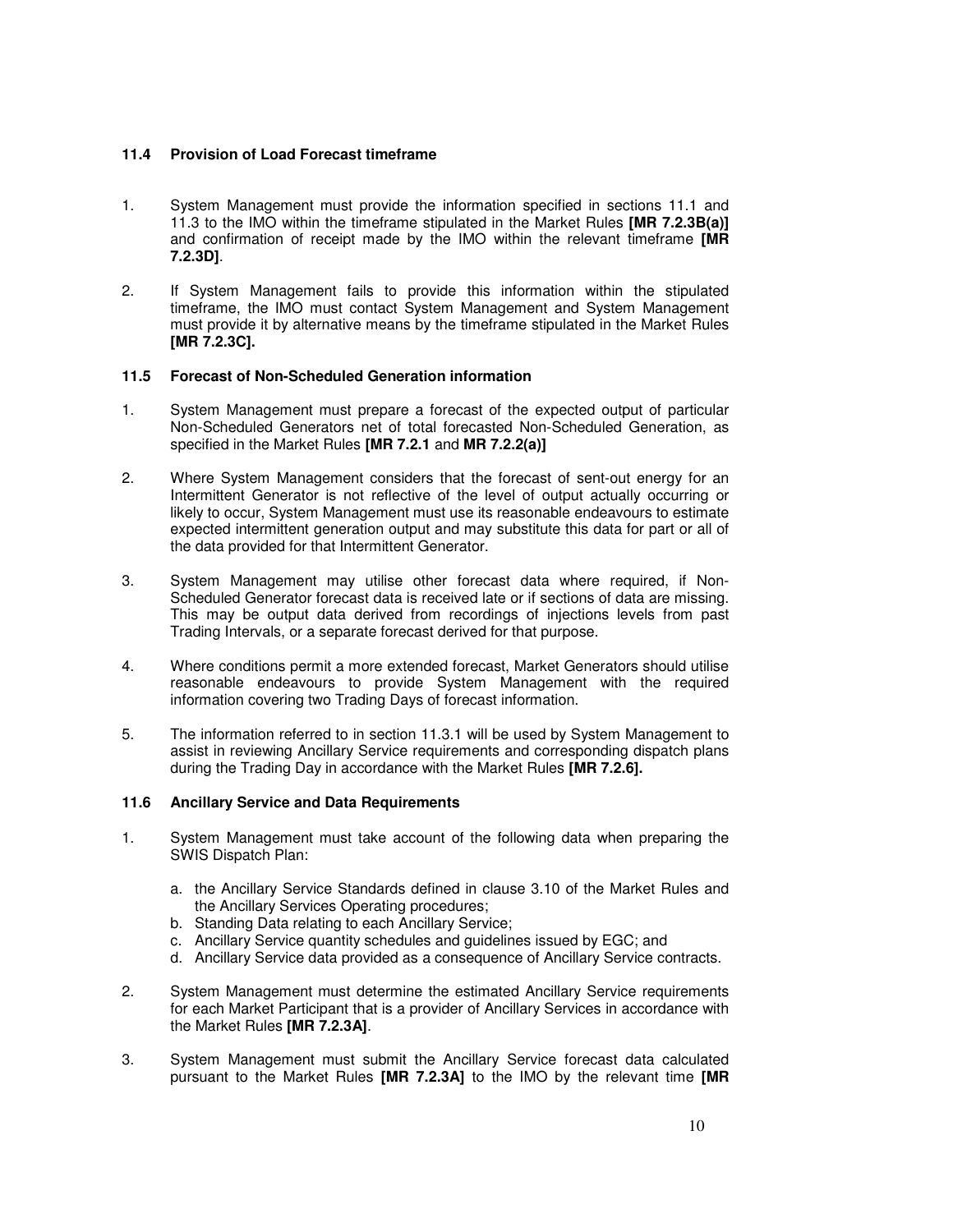### 11.4 Provision of Load Forecast timeframe

1. System Management must provide the information specified in sections 11.1 and 11.3 to the IMO within the timeframe stipulated in the Market Rules **[MR 7.2.3B(a)]** and confirmation of receipt made by the IMO within the relevant timeframe **[MR 7.2.3D]**.

2. If System Management fails to provide this information within the stipulated timeframe, the IMO must contact System Management and System Management must provide it by alternative means by the timeframe stipulated in the Market Rules **[MR 7.2.3C].**

### 11.5 Forecast of Non-Scheduled Generation information

1. System Management must prepare a forecast of the expected output of particular Non-Scheduled Generators net of total forecasted Non-Scheduled Generation, as specified in the Market Rules **[MR 7.2.1** and **MR 7.2.2(a)]**

2. Where System Management considers that the forecast of sent-out energy for an Intermittent Generator is not reflective of the level of output actually occurring or likely to occur, System Management must use its reasonable endeavours to estimate expected intermittent generation output and may substitute this data for part or all of the data provided for that Intermittent Generator.

3. System Management may utilise other forecast data where required, if Non-Scheduled Generator forecast data is received late or if sections of data are missing. This may be output data derived from recordings of injections levels from past Trading Intervals, or a separate forecast derived for that purpose.

4. Where conditions permit a more extended forecast, Market Generators should utilise reasonable endeavours to provide System Management with the required information covering two Trading Days of forecast information.

5. The information referred to in section 11.3.1 will be used by System Management to assist in reviewing Ancillary Service requirements and corresponding dispatch plans during the Trading Day in accordance with the Market Rules **[MR 7.2.6].**

### 11.6 Ancillary Service and Data Requirements

1. System Management must take account of the following data when preparing the SWIS Dispatch Plan:

   a. the Ancillary Service Standards defined in clause 3.10 of the Market Rules and the Ancillary Services Operating procedures;
   b. Standing Data relating to each Ancillary Service;
   c. Ancillary Service quantity schedules and guidelines issued by EGC; and
   d. Ancillary Service data provided as a consequence of Ancillary Service contracts.

2. System Management must determine the estimated Ancillary Service requirements for each Market Participant that is a provider of Ancillary Services in accordance with the Market Rules **[MR 7.2.3A]**.

3. System Management must submit the Ancillary Service forecast data calculated pursuant to the Market Rules **[MR 7.2.3A]** to the IMO by the relevant time **[MR**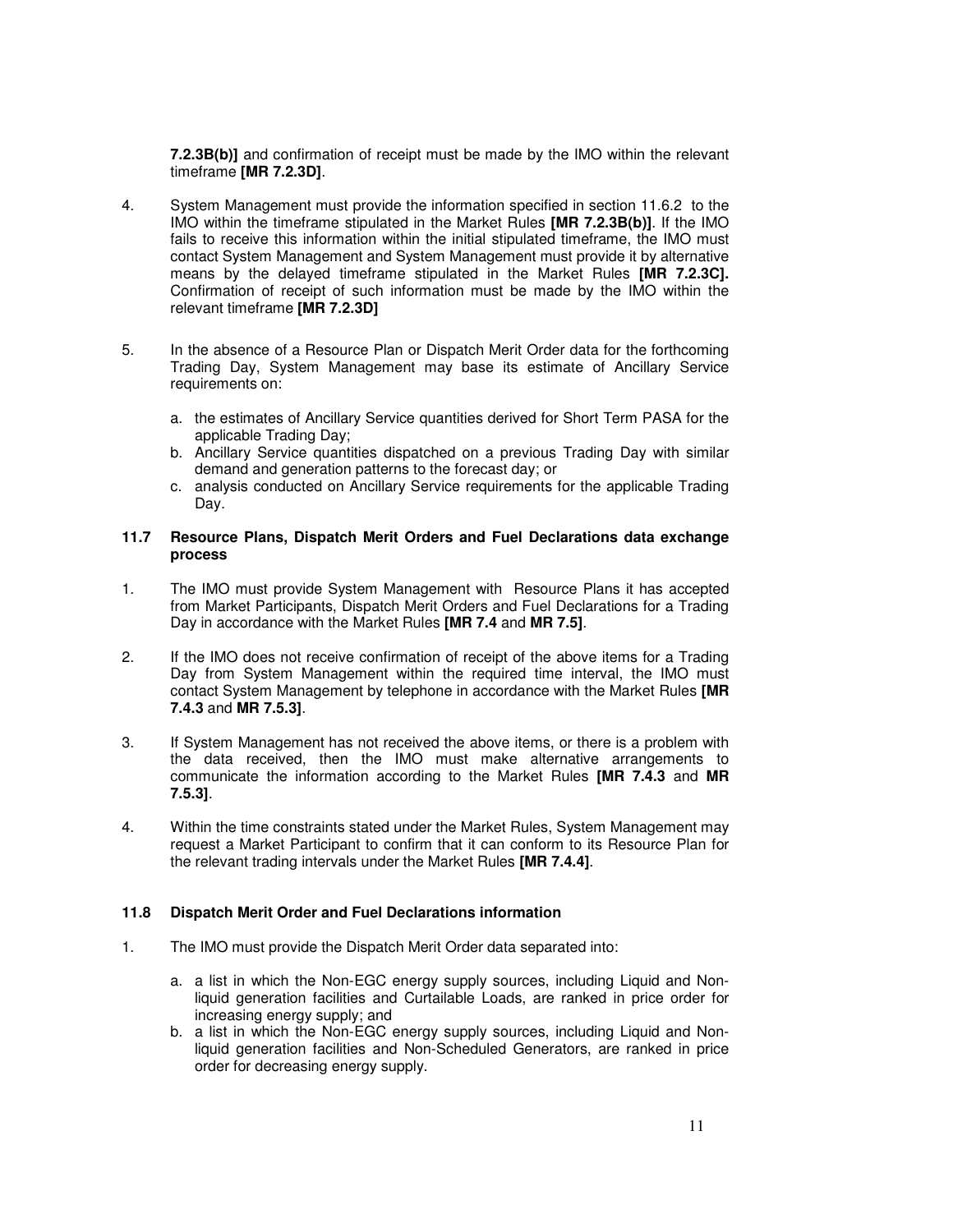**7.2.3B(b)]** and confirmation of receipt must be made by the IMO within the relevant timeframe **[MR 7.2.3D]**.

4. System Management must provide the information specified in section 11.6.2 to the IMO within the timeframe stipulated in the Market Rules **[MR 7.2.3B(b)]**. If the IMO fails to receive this information within the initial stipulated timeframe, the IMO must contact System Management and System Management must provide it by alternative means by the delayed timeframe stipulated in the Market Rules **[MR 7.2.3C].** Confirmation of receipt of such information must be made by the IMO within the relevant timeframe **[MR 7.2.3D]**

5. In the absence of a Resource Plan or Dispatch Merit Order data for the forthcoming Trading Day, System Management may base its estimate of Ancillary Service requirements on:

   a. the estimates of Ancillary Service quantities derived for Short Term PASA for the applicable Trading Day;
   b. Ancillary Service quantities dispatched on a previous Trading Day with similar demand and generation patterns to the forecast day; or
   c. analysis conducted on Ancillary Service requirements for the applicable Trading Day.

### 11.7 Resource Plans, Dispatch Merit Orders and Fuel Declarations data exchange process

1. The IMO must provide System Management with Resource Plans it has accepted from Market Participants, Dispatch Merit Orders and Fuel Declarations for a Trading Day in accordance with the Market Rules **[MR 7.4** and **MR 7.5]**.

2. If the IMO does not receive confirmation of receipt of the above items for a Trading Day from System Management within the required time interval, the IMO must contact System Management by telephone in accordance with the Market Rules **[MR 7.4.3** and **MR 7.5.3]**.

3. If System Management has not received the above items, or there is a problem with the data received, then the IMO must make alternative arrangements to communicate the information according to the Market Rules **[MR 7.4.3** and **MR 7.5.3]**.

4. Within the time constraints stated under the Market Rules, System Management may request a Market Participant to confirm that it can conform to its Resource Plan for the relevant trading intervals under the Market Rules **[MR 7.4.4]**.

### 11.8 Dispatch Merit Order and Fuel Declarations information

1. The IMO must provide the Dispatch Merit Order data separated into:

   a. a list in which the Non-EGC energy supply sources, including Liquid and Non-liquid generation facilities and Curtailable Loads, are ranked in price order for increasing energy supply; and
   b. a list in which the Non-EGC energy supply sources, including Liquid and Non-liquid generation facilities and Non-Scheduled Generators, are ranked in price order for decreasing energy supply.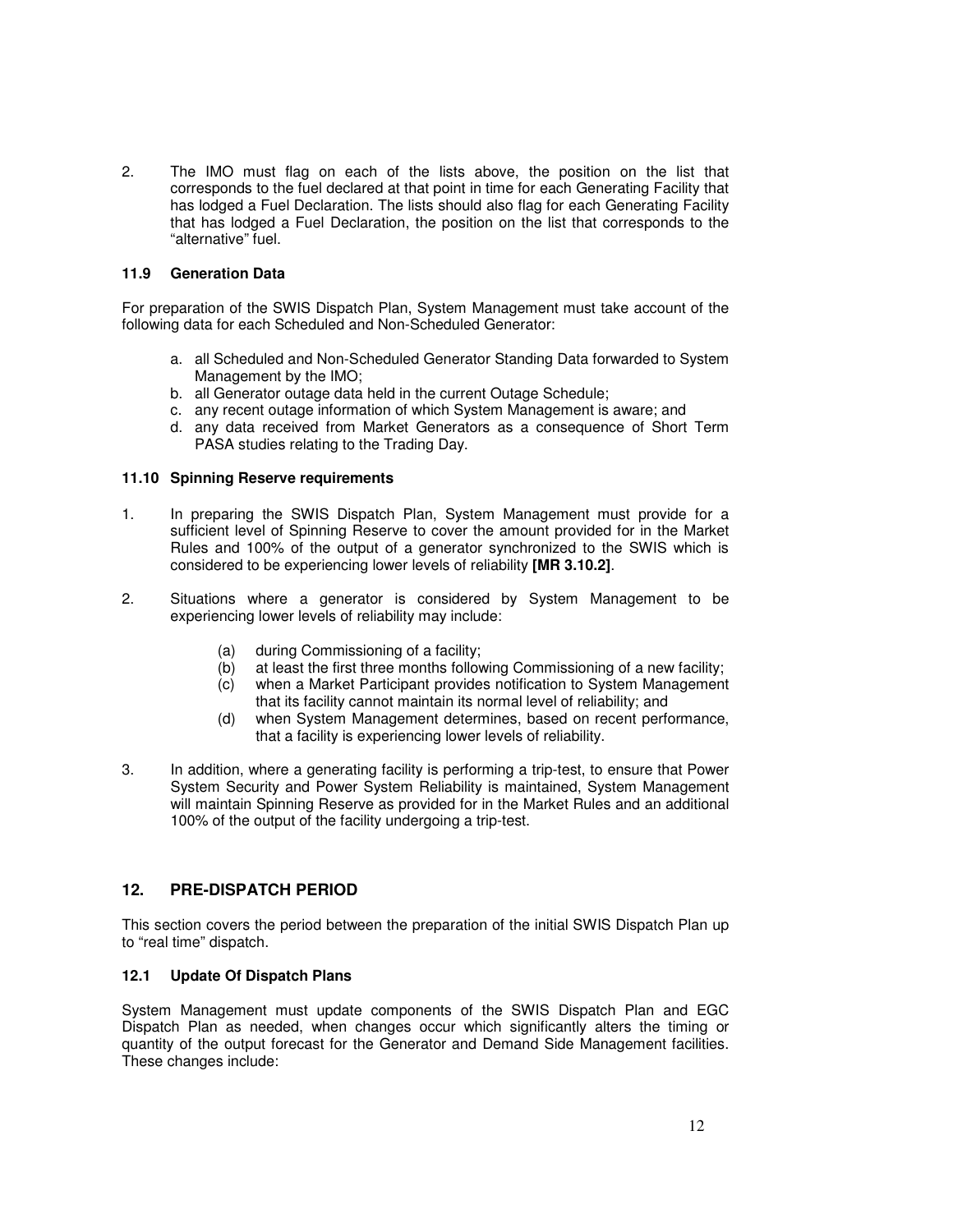2. The IMO must flag on each of the lists above, the position on the list that corresponds to the fuel declared at that point in time for each Generating Facility that has lodged a Fuel Declaration. The lists should also flag for each Generating Facility that has lodged a Fuel Declaration, the position on the list that corresponds to the "alternative" fuel.

### 11.9 Generation Data

For preparation of the SWIS Dispatch Plan, System Management must take account of the following data for each Scheduled and Non-Scheduled Generator:

a. all Scheduled and Non-Scheduled Generator Standing Data forwarded to System Management by the IMO;
b. all Generator outage data held in the current Outage Schedule;
c. any recent outage information of which System Management is aware; and
d. any data received from Market Generators as a consequence of Short Term PASA studies relating to the Trading Day.

### 11.10 Spinning Reserve requirements

1. In preparing the SWIS Dispatch Plan, System Management must provide for a sufficient level of Spinning Reserve to cover the amount provided for in the Market Rules and 100% of the output of a generator synchronized to the SWIS which is considered to be experiencing lower levels of reliability **[MR 3.10.2]**.

2. Situations where a generator is considered by System Management to be experiencing lower levels of reliability may include:

   (a) during Commissioning of a facility;
   (b) at least the first three months following Commissioning of a new facility;
   (c) when a Market Participant provides notification to System Management that its facility cannot maintain its normal level of reliability; and
   (d) when System Management determines, based on recent performance, that a facility is experiencing lower levels of reliability.

3. In addition, where a generating facility is performing a trip-test, to ensure that Power System Security and Power System Reliability is maintained, System Management will maintain Spinning Reserve as provided for in the Market Rules and an additional 100% of the output of the facility undergoing a trip-test.

## 12. PRE-DISPATCH PERIOD

This section covers the period between the preparation of the initial SWIS Dispatch Plan up to "real time" dispatch.

### 12.1 Update Of Dispatch Plans

System Management must update components of the SWIS Dispatch Plan and EGC Dispatch Plan as needed, when changes occur which significantly alters the timing or quantity of the output forecast for the Generator and Demand Side Management facilities. These changes include: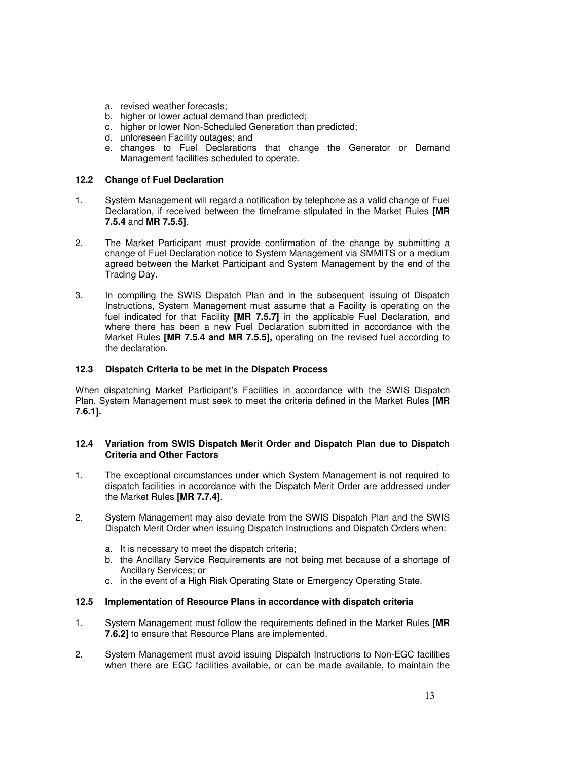a. revised weather forecasts;
b. higher or lower actual demand than predicted;
c. higher or lower Non-Scheduled Generation than predicted;
d. unforeseen Facility outages; and
e. changes to Fuel Declarations that change the Generator or Demand Management facilities scheduled to operate.

### 12.2 Change of Fuel Declaration

1. System Management will regard a notification by telephone as a valid change of Fuel Declaration, if received between the timeframe stipulated in the Market Rules **[MR 7.5.4** and **MR 7.5.5]**.

2. The Market Participant must provide confirmation of the change by submitting a change of Fuel Declaration notice to System Management via SMMITS or a medium agreed between the Market Participant and System Management by the end of the Trading Day.

3. In compiling the SWIS Dispatch Plan and in the subsequent issuing of Dispatch Instructions, System Management must assume that a Facility is operating on the fuel indicated for that Facility **[MR 7.5.7]** in the applicable Fuel Declaration, and where there has been a new Fuel Declaration submitted in accordance with the Market Rules **[MR 7.5.4 and MR 7.5.5],** operating on the revised fuel according to the declaration.

### 12.3 Dispatch Criteria to be met in the Dispatch Process

When dispatching Market Participant's Facilities in accordance with the SWIS Dispatch Plan, System Management must seek to meet the criteria defined in the Market Rules **[MR 7.6.1].**

### 12.4 Variation from SWIS Dispatch Merit Order and Dispatch Plan due to Dispatch Criteria and Other Factors

1. The exceptional circumstances under which System Management is not required to dispatch facilities in accordance with the Dispatch Merit Order are addressed under the Market Rules **[MR 7.7.4]**.

2. System Management may also deviate from the SWIS Dispatch Plan and the SWIS Dispatch Merit Order when issuing Dispatch Instructions and Dispatch Orders when:

   a. It is necessary to meet the dispatch criteria;
   b. the Ancillary Service Requirements are not being met because of a shortage of Ancillary Services; or
   c. in the event of a High Risk Operating State or Emergency Operating State.

### 12.5 Implementation of Resource Plans in accordance with dispatch criteria

1. System Management must follow the requirements defined in the Market Rules **[MR 7.6.2]** to ensure that Resource Plans are implemented.

2. System Management must avoid issuing Dispatch Instructions to Non-EGC facilities when there are EGC facilities available, or can be made available, to maintain the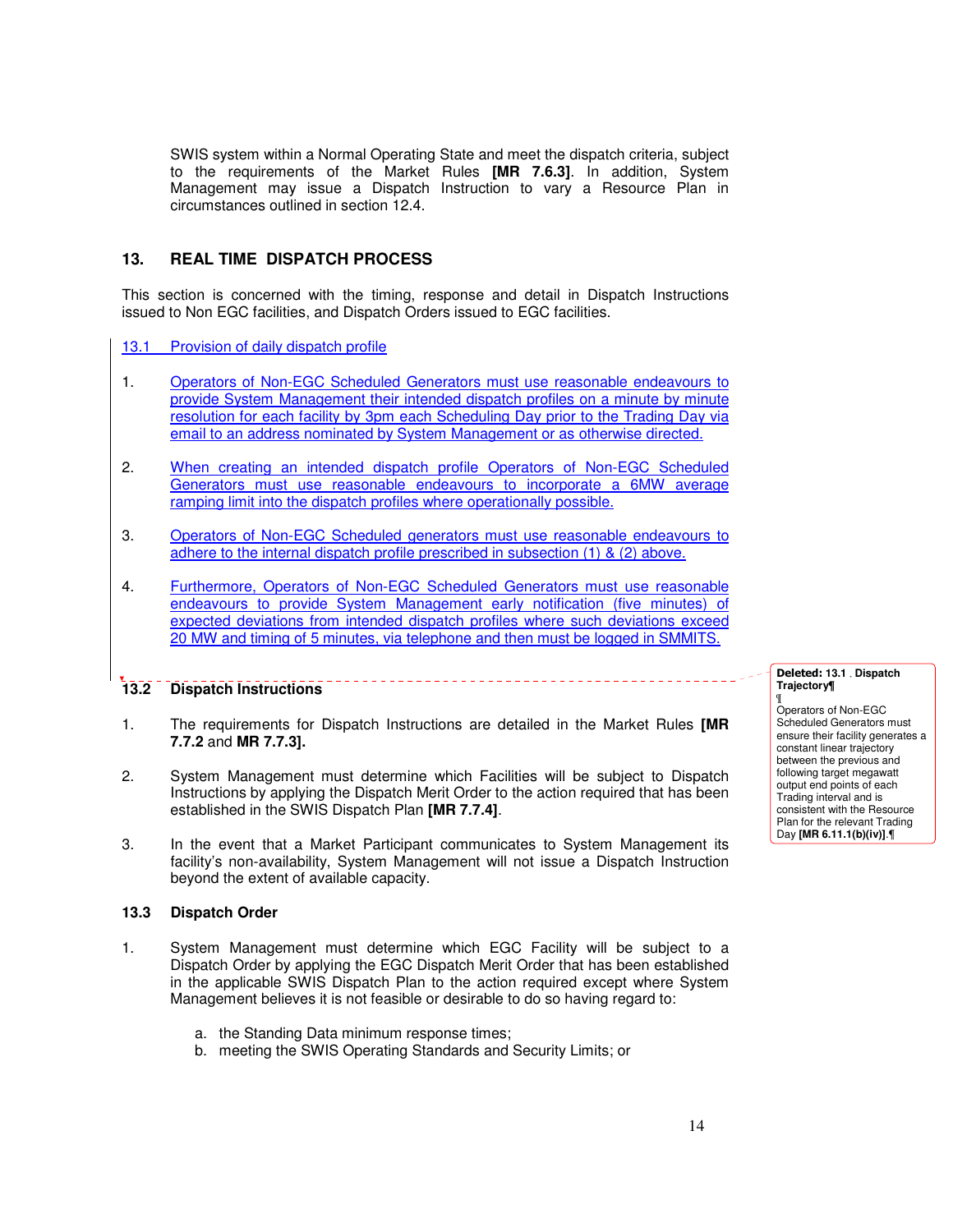SWIS system within a Normal Operating State and meet the dispatch criteria, subject to the requirements of the Market Rules **[MR 7.6.3]**. In addition, System Management may issue a Dispatch Instruction to vary a Resource Plan in circumstances outlined in section 12.4.

## 13. REAL TIME DISPATCH PROCESS

This section is concerned with the timing, response and detail in Dispatch Instructions issued to Non EGC facilities, and Dispatch Orders issued to EGC facilities.

### 13.1 Provision of daily dispatch profile

1. Operators of Non-EGC Scheduled Generators must use reasonable endeavours to provide System Management their intended dispatch profiles on a minute by minute resolution for each facility by 3pm each Scheduling Day prior to the Trading Day via email to an address nominated by System Management or as otherwise directed.

2. When creating an intended dispatch profile Operators of Non-EGC Scheduled Generators must use reasonable endeavours to incorporate a 6MW average ramping limit into the dispatch profiles where operationally possible.

3. Operators of Non-EGC Scheduled generators must use reasonable endeavours to adhere to the internal dispatch profile prescribed in subsection (1) & (2) above.

4. Furthermore, Operators of Non-EGC Scheduled Generators must use reasonable endeavours to provide System Management early notification (five minutes) of expected deviations from intended dispatch profiles where such deviations exceed 20 MW and timing of 5 minutes, via telephone and then must be logged in SMMITS.

### 13.2 Dispatch Instructions

1. The requirements for Dispatch Instructions are detailed in the Market Rules **[MR 7.7.2** and **MR 7.7.3].**

2. System Management must determine which Facilities will be subject to Dispatch Instructions by applying the Dispatch Merit Order to the action required that has been established in the SWIS Dispatch Plan **[MR 7.7.4]**.

3. In the event that a Market Participant communicates to System Management its facility's non-availability, System Management will not issue a Dispatch Instruction beyond the extent of available capacity.

### 13.3 Dispatch Order

1. System Management must determine which EGC Facility will be subject to a Dispatch Order by applying the EGC Dispatch Merit Order that has been established in the applicable SWIS Dispatch Plan to the action required except where System Management believes it is not feasible or desirable to do so having regard to:

   a. the Standing Data minimum response times;
   b. meeting the SWIS Operating Standards and Security Limits; or

**Deleted: 13.1 . Dispatch Trajectory**

Operators of Non-EGC Scheduled Generators must ensure their facility generates a constant linear trajectory between the previous and following target megawatt output end points of each Trading interval and is consistent with the Resource Plan for the relevant Trading Day **[MR 6.11.1(b)(iv)]**.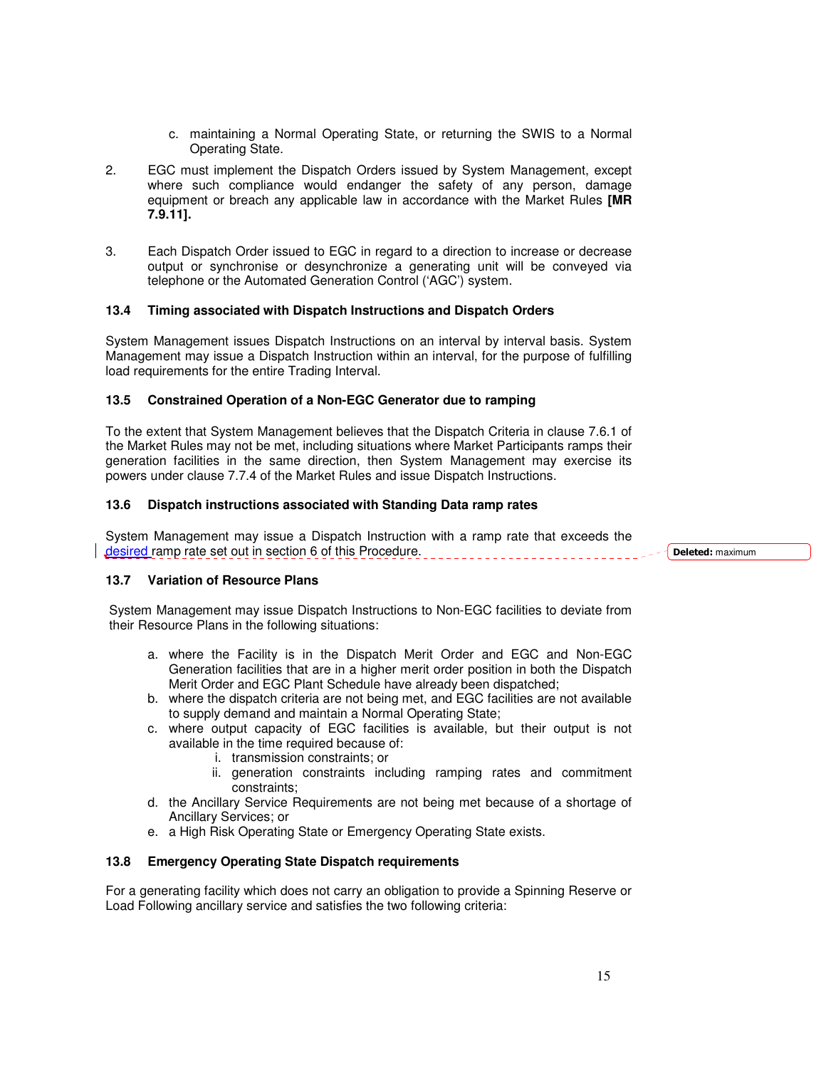c. maintaining a Normal Operating State, or returning the SWIS to a Normal Operating State.

2. EGC must implement the Dispatch Orders issued by System Management, except where such compliance would endanger the safety of any person, damage equipment or breach any applicable law in accordance with the Market Rules **[MR 7.9.11].**

3. Each Dispatch Order issued to EGC in regard to a direction to increase or decrease output or synchronise or desynchronize a generating unit will be conveyed via telephone or the Automated Generation Control ('AGC') system.

### 13.4 Timing associated with Dispatch Instructions and Dispatch Orders

System Management issues Dispatch Instructions on an interval by interval basis. System Management may issue a Dispatch Instruction within an interval, for the purpose of fulfilling load requirements for the entire Trading Interval.

### 13.5 Constrained Operation of a Non-EGC Generator due to ramping

To the extent that System Management believes that the Dispatch Criteria in clause 7.6.1 of the Market Rules may not be met, including situations where Market Participants ramps their generation facilities in the same direction, then System Management may exercise its powers under clause 7.7.4 of the Market Rules and issue Dispatch Instructions.

### 13.6 Dispatch instructions associated with Standing Data ramp rates

System Management may issue a Dispatch Instruction with a ramp rate that exceeds the desired ramp rate set out in section 6 of this Procedure.

**Deleted:** maximum

### 13.7 Variation of Resource Plans

System Management may issue Dispatch Instructions to Non-EGC facilities to deviate from their Resource Plans in the following situations:

a. where the Facility is in the Dispatch Merit Order and EGC and Non-EGC Generation facilities that are in a higher merit order position in both the Dispatch Merit Order and EGC Plant Schedule have already been dispatched;
b. where the dispatch criteria are not being met, and EGC facilities are not available to supply demand and maintain a Normal Operating State;
c. where output capacity of EGC facilities is available, but their output is not available in the time required because of:
    i. transmission constraints; or
    ii. generation constraints including ramping rates and commitment constraints;
d. the Ancillary Service Requirements are not being met because of a shortage of Ancillary Services; or
e. a High Risk Operating State or Emergency Operating State exists.

### 13.8 Emergency Operating State Dispatch requirements

For a generating facility which does not carry an obligation to provide a Spinning Reserve or Load Following ancillary service and satisfies the two following criteria: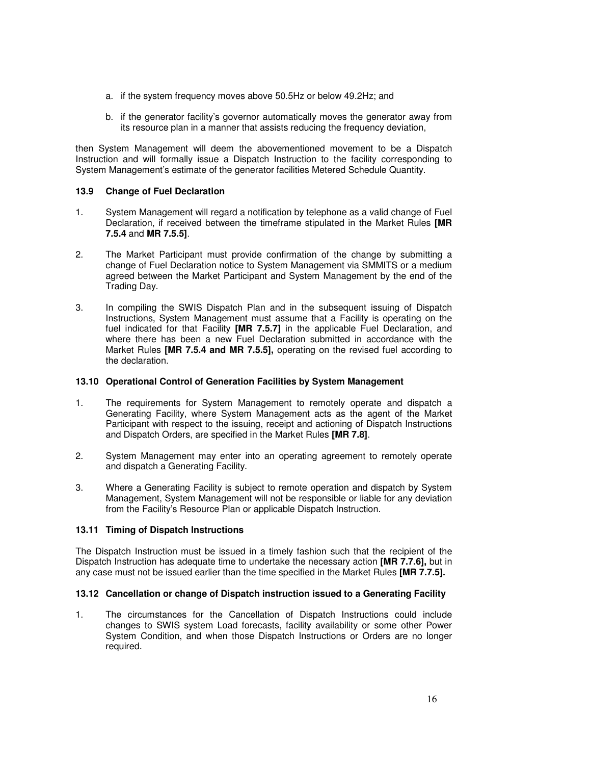a. if the system frequency moves above 50.5Hz or below 49.2Hz; and

b. if the generator facility's governor automatically moves the generator away from its resource plan in a manner that assists reducing the frequency deviation,

then System Management will deem the abovementioned movement to be a Dispatch Instruction and will formally issue a Dispatch Instruction to the facility corresponding to System Management's estimate of the generator facilities Metered Schedule Quantity.

### 13.9 Change of Fuel Declaration

1. System Management will regard a notification by telephone as a valid change of Fuel Declaration, if received between the timeframe stipulated in the Market Rules **[MR 7.5.4** and **MR 7.5.5]**.

2. The Market Participant must provide confirmation of the change by submitting a change of Fuel Declaration notice to System Management via SMMITS or a medium agreed between the Market Participant and System Management by the end of the Trading Day.

3. In compiling the SWIS Dispatch Plan and in the subsequent issuing of Dispatch Instructions, System Management must assume that a Facility is operating on the fuel indicated for that Facility **[MR 7.5.7]** in the applicable Fuel Declaration, and where there has been a new Fuel Declaration submitted in accordance with the Market Rules **[MR 7.5.4 and MR 7.5.5],** operating on the revised fuel according to the declaration.

### 13.10 Operational Control of Generation Facilities by System Management

1. The requirements for System Management to remotely operate and dispatch a Generating Facility, where System Management acts as the agent of the Market Participant with respect to the issuing, receipt and actioning of Dispatch Instructions and Dispatch Orders, are specified in the Market Rules **[MR 7.8]**.

2. System Management may enter into an operating agreement to remotely operate and dispatch a Generating Facility.

3. Where a Generating Facility is subject to remote operation and dispatch by System Management, System Management will not be responsible or liable for any deviation from the Facility's Resource Plan or applicable Dispatch Instruction.

### 13.11 Timing of Dispatch Instructions

The Dispatch Instruction must be issued in a timely fashion such that the recipient of the Dispatch Instruction has adequate time to undertake the necessary action **[MR 7.7.6],** but in any case must not be issued earlier than the time specified in the Market Rules **[MR 7.7.5].**

### 13.12 Cancellation or change of Dispatch instruction issued to a Generating Facility

1. The circumstances for the Cancellation of Dispatch Instructions could include changes to SWIS system Load forecasts, facility availability or some other Power System Condition, and when those Dispatch Instructions or Orders are no longer required.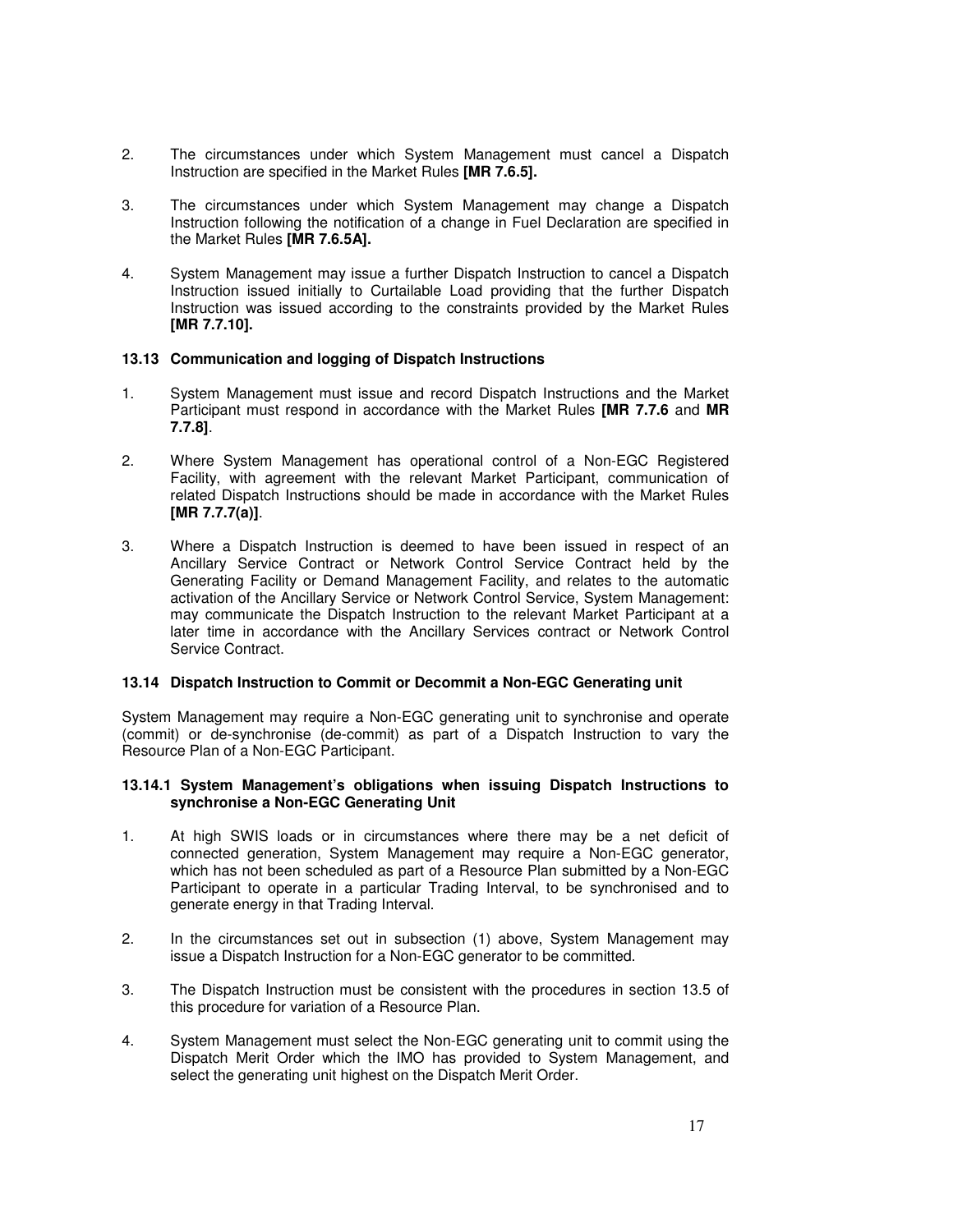2. The circumstances under which System Management must cancel a Dispatch Instruction are specified in the Market Rules **[MR 7.6.5].**

3. The circumstances under which System Management may change a Dispatch Instruction following the notification of a change in Fuel Declaration are specified in the Market Rules **[MR 7.6.5A].**

4. System Management may issue a further Dispatch Instruction to cancel a Dispatch Instruction issued initially to Curtailable Load providing that the further Dispatch Instruction was issued according to the constraints provided by the Market Rules **[MR 7.7.10].**

### 13.13 Communication and logging of Dispatch Instructions

1. System Management must issue and record Dispatch Instructions and the Market Participant must respond in accordance with the Market Rules **[MR 7.7.6** and **MR 7.7.8]**.

2. Where System Management has operational control of a Non-EGC Registered Facility, with agreement with the relevant Market Participant, communication of related Dispatch Instructions should be made in accordance with the Market Rules **[MR 7.7.7(a)]**.

3. Where a Dispatch Instruction is deemed to have been issued in respect of an Ancillary Service Contract or Network Control Service Contract held by the Generating Facility or Demand Management Facility, and relates to the automatic activation of the Ancillary Service or Network Control Service, System Management: may communicate the Dispatch Instruction to the relevant Market Participant at a later time in accordance with the Ancillary Services contract or Network Control Service Contract.

### 13.14 Dispatch Instruction to Commit or Decommit a Non-EGC Generating unit

System Management may require a Non-EGC generating unit to synchronise and operate (commit) or de-synchronise (de-commit) as part of a Dispatch Instruction to vary the Resource Plan of a Non-EGC Participant.

#### 13.14.1 System Management's obligations when issuing Dispatch Instructions to synchronise a Non-EGC Generating Unit

1. At high SWIS loads or in circumstances where there may be a net deficit of connected generation, System Management may require a Non-EGC generator, which has not been scheduled as part of a Resource Plan submitted by a Non-EGC Participant to operate in a particular Trading Interval, to be synchronised and to generate energy in that Trading Interval.

2. In the circumstances set out in subsection (1) above, System Management may issue a Dispatch Instruction for a Non-EGC generator to be committed.

3. The Dispatch Instruction must be consistent with the procedures in section 13.5 of this procedure for variation of a Resource Plan.

4. System Management must select the Non-EGC generating unit to commit using the Dispatch Merit Order which the IMO has provided to System Management, and select the generating unit highest on the Dispatch Merit Order.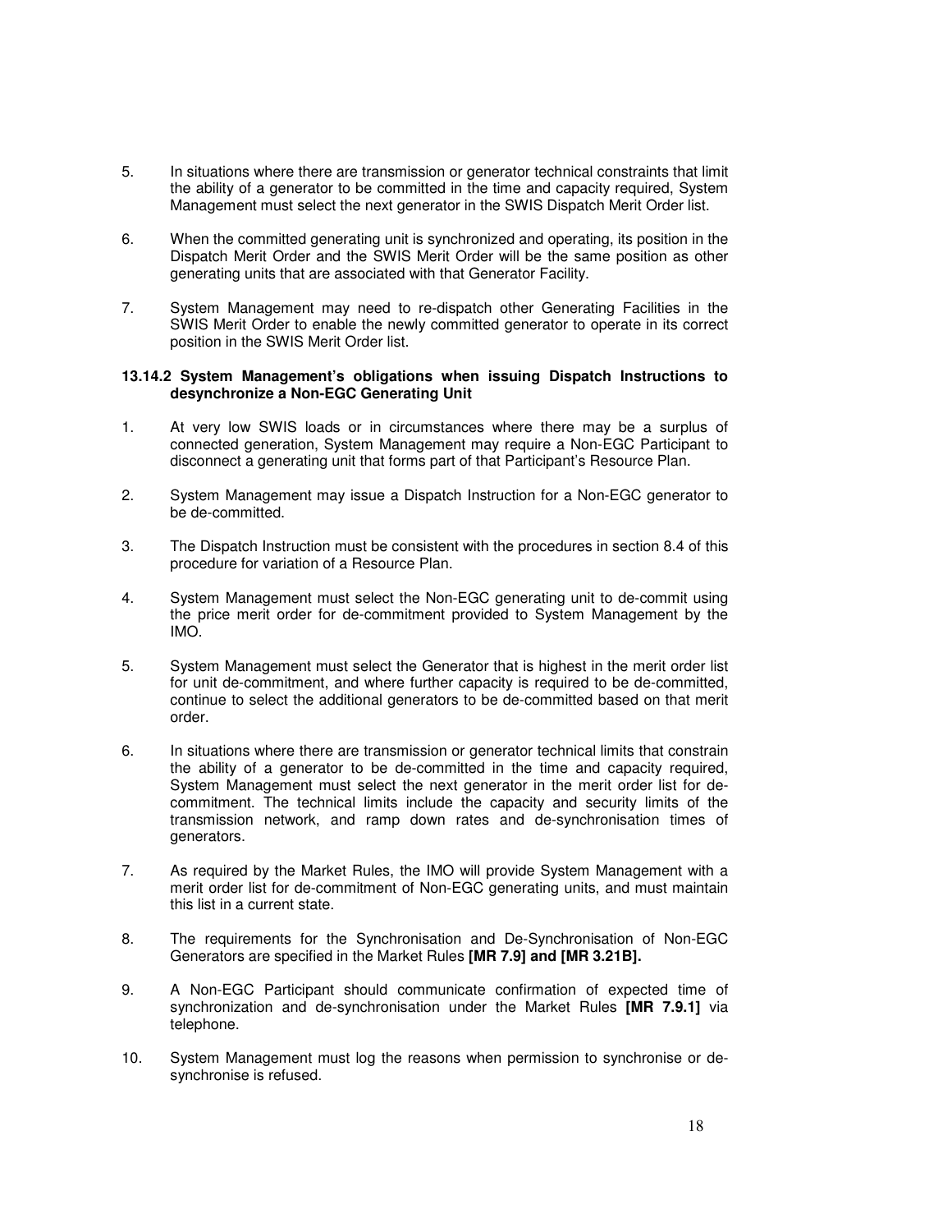5. In situations where there are transmission or generator technical constraints that limit the ability of a generator to be committed in the time and capacity required, System Management must select the next generator in the SWIS Dispatch Merit Order list.

6. When the committed generating unit is synchronized and operating, its position in the Dispatch Merit Order and the SWIS Merit Order will be the same position as other generating units that are associated with that Generator Facility.

7. System Management may need to re-dispatch other Generating Facilities in the SWIS Merit Order to enable the newly committed generator to operate in its correct position in the SWIS Merit Order list.

#### 13.14.2 System Management's obligations when issuing Dispatch Instructions to desynchronize a Non-EGC Generating Unit

1. At very low SWIS loads or in circumstances where there may be a surplus of connected generation, System Management may require a Non-EGC Participant to disconnect a generating unit that forms part of that Participant's Resource Plan.

2. System Management may issue a Dispatch Instruction for a Non-EGC generator to be de-committed.

3. The Dispatch Instruction must be consistent with the procedures in section 8.4 of this procedure for variation of a Resource Plan.

4. System Management must select the Non-EGC generating unit to de-commit using the price merit order for de-commitment provided to System Management by the IMO.

5. System Management must select the Generator that is highest in the merit order list for unit de-commitment, and where further capacity is required to be de-committed, continue to select the additional generators to be de-committed based on that merit order.

6. In situations where there are transmission or generator technical limits that constrain the ability of a generator to be de-committed in the time and capacity required, System Management must select the next generator in the merit order list for de-commitment. The technical limits include the capacity and security limits of the transmission network, and ramp down rates and de-synchronisation times of generators.

7. As required by the Market Rules, the IMO will provide System Management with a merit order list for de-commitment of Non-EGC generating units, and must maintain this list in a current state.

8. The requirements for the Synchronisation and De-Synchronisation of Non-EGC Generators are specified in the Market Rules **[MR 7.9] and [MR 3.21B].**

9. A Non-EGC Participant should communicate confirmation of expected time of synchronization and de-synchronisation under the Market Rules **[MR 7.9.1]** via telephone.

10. System Management must log the reasons when permission to synchronise or de-synchronise is refused.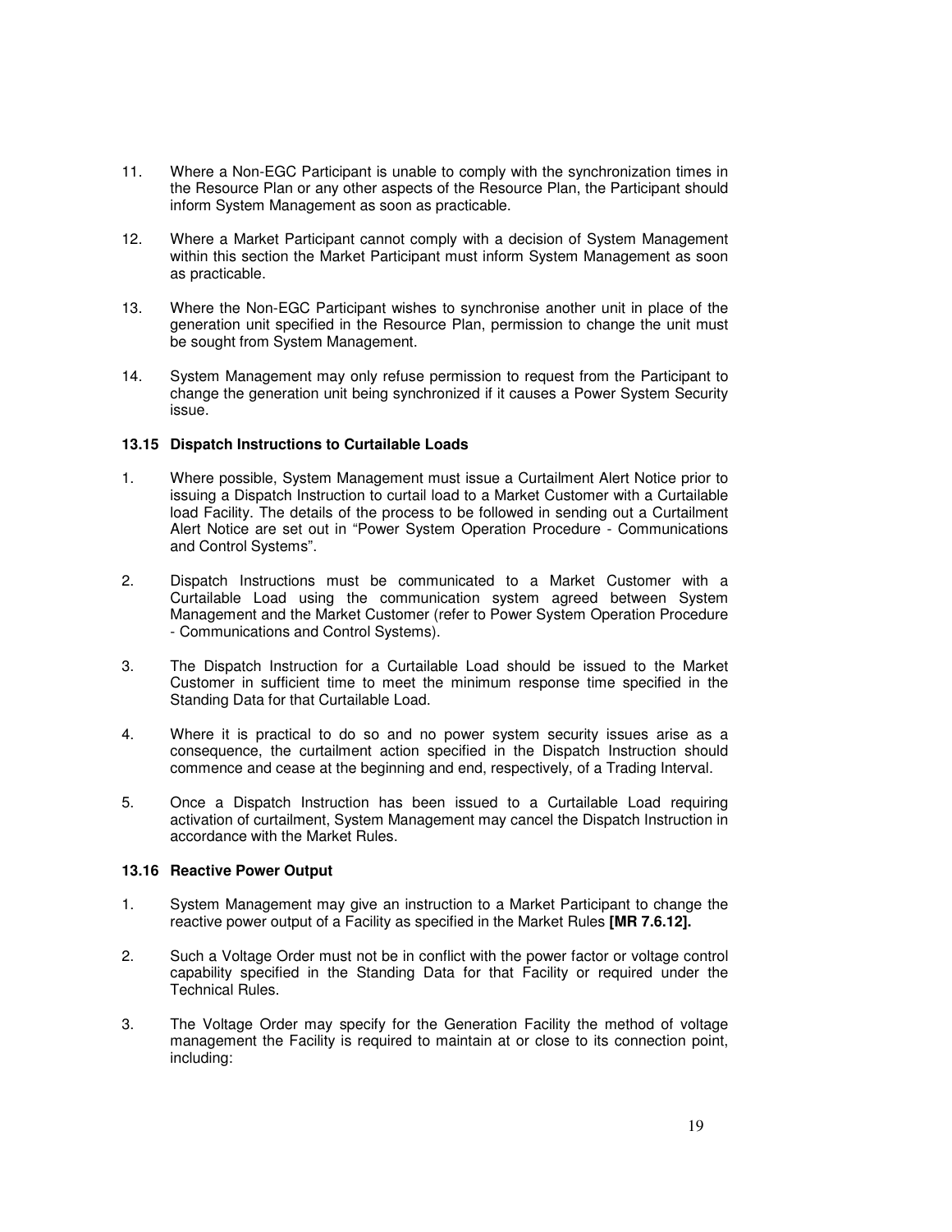11. Where a Non-EGC Participant is unable to comply with the synchronization times in the Resource Plan or any other aspects of the Resource Plan, the Participant should inform System Management as soon as practicable.

12. Where a Market Participant cannot comply with a decision of System Management within this section the Market Participant must inform System Management as soon as practicable.

13. Where the Non-EGC Participant wishes to synchronise another unit in place of the generation unit specified in the Resource Plan, permission to change the unit must be sought from System Management.

14. System Management may only refuse permission to request from the Participant to change the generation unit being synchronized if it causes a Power System Security issue.

### 13.15 Dispatch Instructions to Curtailable Loads

1. Where possible, System Management must issue a Curtailment Alert Notice prior to issuing a Dispatch Instruction to curtail load to a Market Customer with a Curtailable load Facility. The details of the process to be followed in sending out a Curtailment Alert Notice are set out in "Power System Operation Procedure - Communications and Control Systems".

2. Dispatch Instructions must be communicated to a Market Customer with a Curtailable Load using the communication system agreed between System Management and the Market Customer (refer to Power System Operation Procedure - Communications and Control Systems).

3. The Dispatch Instruction for a Curtailable Load should be issued to the Market Customer in sufficient time to meet the minimum response time specified in the Standing Data for that Curtailable Load.

4. Where it is practical to do so and no power system security issues arise as a consequence, the curtailment action specified in the Dispatch Instruction should commence and cease at the beginning and end, respectively, of a Trading Interval.

5. Once a Dispatch Instruction has been issued to a Curtailable Load requiring activation of curtailment, System Management may cancel the Dispatch Instruction in accordance with the Market Rules.

### 13.16 Reactive Power Output

1. System Management may give an instruction to a Market Participant to change the reactive power output of a Facility as specified in the Market Rules **[MR 7.6.12].**

2. Such a Voltage Order must not be in conflict with the power factor or voltage control capability specified in the Standing Data for that Facility or required under the Technical Rules.

3. The Voltage Order may specify for the Generation Facility the method of voltage management the Facility is required to maintain at or close to its connection point, including: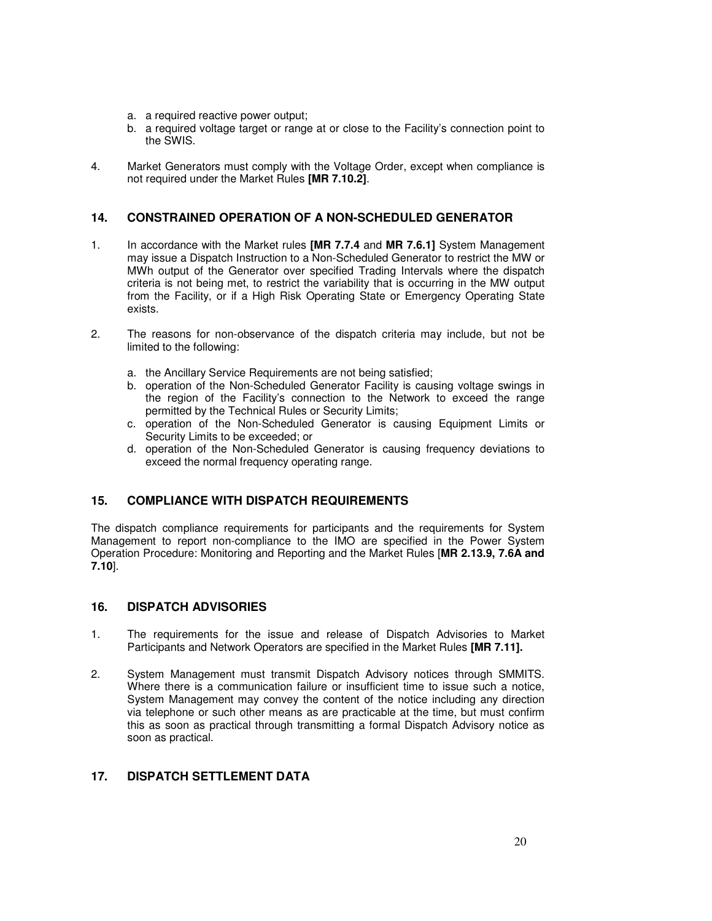a. a required reactive power output;
b. a required voltage target or range at or close to the Facility's connection point to the SWIS.

4. Market Generators must comply with the Voltage Order, except when compliance is not required under the Market Rules **[MR 7.10.2]**.

## 14. CONSTRAINED OPERATION OF A NON-SCHEDULED GENERATOR

1. In accordance with the Market rules **[MR 7.7.4** and **MR 7.6.1]** System Management may issue a Dispatch Instruction to a Non-Scheduled Generator to restrict the MW or MWh output of the Generator over specified Trading Intervals where the dispatch criteria is not being met, to restrict the variability that is occurring in the MW output from the Facility, or if a High Risk Operating State or Emergency Operating State exists.

2. The reasons for non-observance of the dispatch criteria may include, but not be limited to the following:

   a. the Ancillary Service Requirements are not being satisfied;
   b. operation of the Non-Scheduled Generator Facility is causing voltage swings in the region of the Facility's connection to the Network to exceed the range permitted by the Technical Rules or Security Limits;
   c. operation of the Non-Scheduled Generator is causing Equipment Limits or Security Limits to be exceeded; or
   d. operation of the Non-Scheduled Generator is causing frequency deviations to exceed the normal frequency operating range.

## 15. COMPLIANCE WITH DISPATCH REQUIREMENTS

The dispatch compliance requirements for participants and the requirements for System Management to report non-compliance to the IMO are specified in the Power System Operation Procedure: Monitoring and Reporting and the Market Rules [**MR 2.13.9, 7.6A and 7.10**].

## 16. DISPATCH ADVISORIES

1. The requirements for the issue and release of Dispatch Advisories to Market Participants and Network Operators are specified in the Market Rules **[MR 7.11].**

2. System Management must transmit Dispatch Advisory notices through SMMITS. Where there is a communication failure or insufficient time to issue such a notice, System Management may convey the content of the notice including any direction via telephone or such other means as are practicable at the time, but must confirm this as soon as practical through transmitting a formal Dispatch Advisory notice as soon as practical.

## 17. DISPATCH SETTLEMENT DATA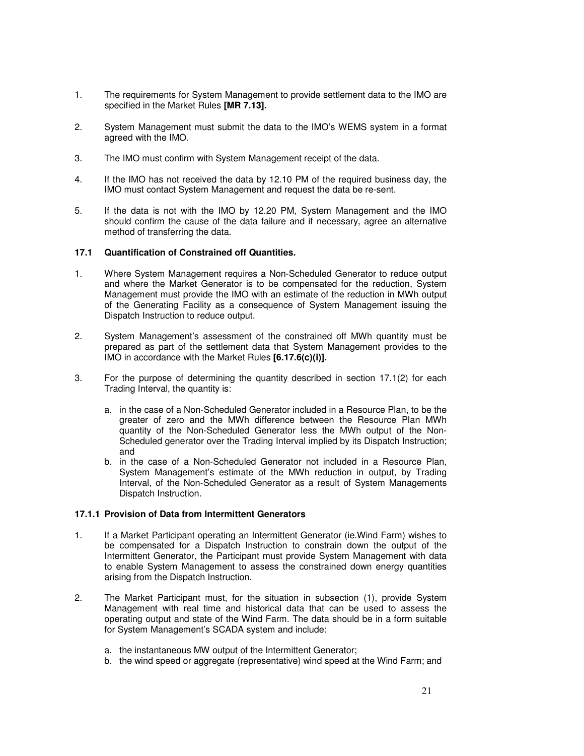1. The requirements for System Management to provide settlement data to the IMO are specified in the Market Rules **[MR 7.13].**

2. System Management must submit the data to the IMO's WEMS system in a format agreed with the IMO.

3. The IMO must confirm with System Management receipt of the data.

4. If the IMO has not received the data by 12.10 PM of the required business day, the IMO must contact System Management and request the data be re-sent.

5. If the data is not with the IMO by 12.20 PM, System Management and the IMO should confirm the cause of the data failure and if necessary, agree an alternative method of transferring the data.

### 17.1 Quantification of Constrained off Quantities.

1. Where System Management requires a Non-Scheduled Generator to reduce output and where the Market Generator is to be compensated for the reduction, System Management must provide the IMO with an estimate of the reduction in MWh output of the Generating Facility as a consequence of System Management issuing the Dispatch Instruction to reduce output.

2. System Management's assessment of the constrained off MWh quantity must be prepared as part of the settlement data that System Management provides to the IMO in accordance with the Market Rules **[6.17.6(c)(i)].**

3. For the purpose of determining the quantity described in section 17.1(2) for each Trading Interval, the quantity is:

   a. in the case of a Non-Scheduled Generator included in a Resource Plan, to be the greater of zero and the MWh difference between the Resource Plan MWh quantity of the Non-Scheduled Generator less the MWh output of the Non-Scheduled generator over the Trading Interval implied by its Dispatch Instruction; and
   b. in the case of a Non-Scheduled Generator not included in a Resource Plan, System Management's estimate of the MWh reduction in output, by Trading Interval, of the Non-Scheduled Generator as a result of System Managements Dispatch Instruction.

#### 17.1.1 Provision of Data from Intermittent Generators

1. If a Market Participant operating an Intermittent Generator (ie.Wind Farm) wishes to be compensated for a Dispatch Instruction to constrain down the output of the Intermittent Generator, the Participant must provide System Management with data to enable System Management to assess the constrained down energy quantities arising from the Dispatch Instruction.

2. The Market Participant must, for the situation in subsection (1), provide System Management with real time and historical data that can be used to assess the operating output and state of the Wind Farm. The data should be in a form suitable for System Management's SCADA system and include:

   a. the instantaneous MW output of the Intermittent Generator;
   b. the wind speed or aggregate (representative) wind speed at the Wind Farm; and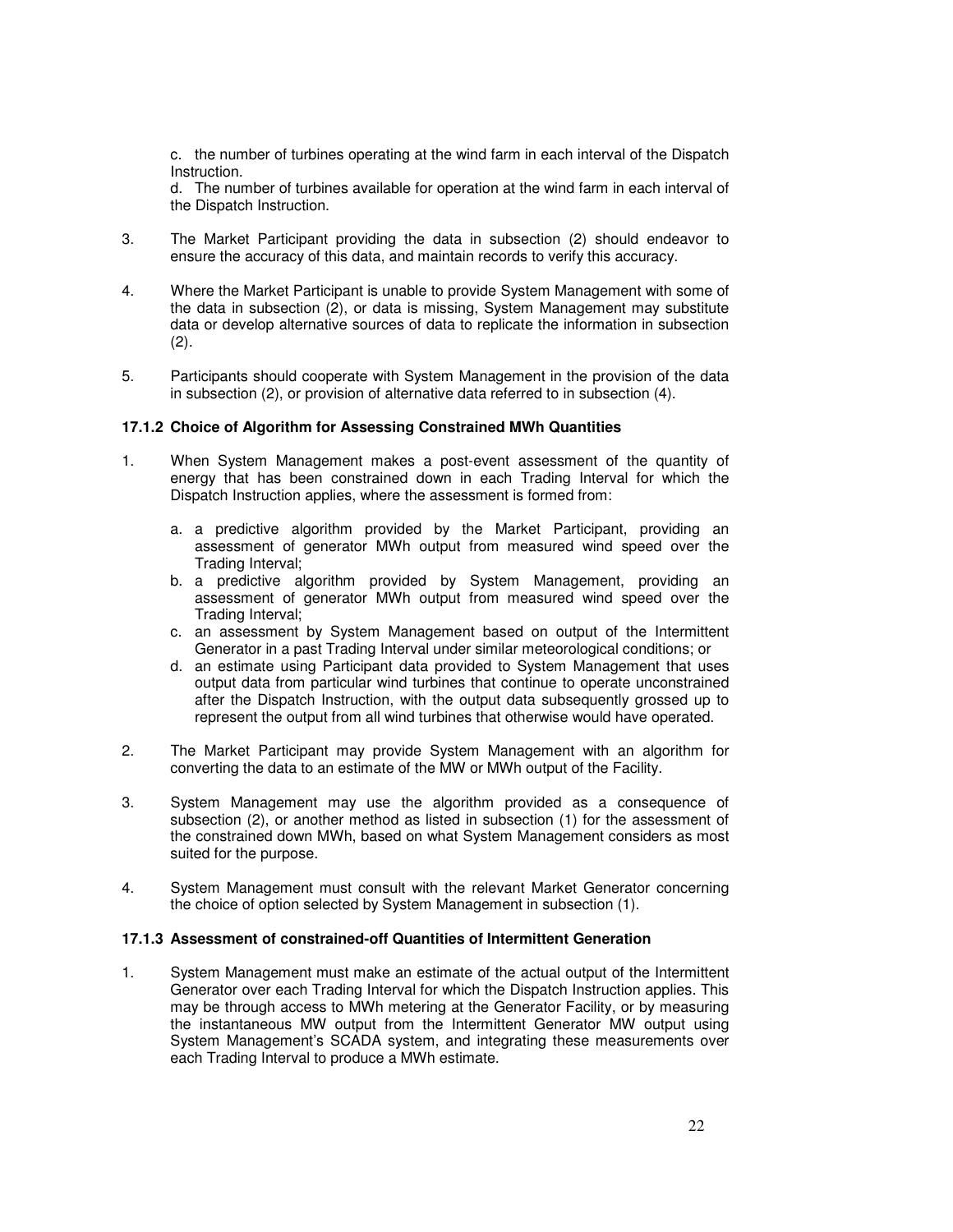c. the number of turbines operating at the wind farm in each interval of the Dispatch Instruction.

d. The number of turbines available for operation at the wind farm in each interval of the Dispatch Instruction.

3. The Market Participant providing the data in subsection (2) should endeavor to ensure the accuracy of this data, and maintain records to verify this accuracy.

4. Where the Market Participant is unable to provide System Management with some of the data in subsection (2), or data is missing, System Management may substitute data or develop alternative sources of data to replicate the information in subsection (2).

5. Participants should cooperate with System Management in the provision of the data in subsection (2), or provision of alternative data referred to in subsection (4).

### 17.1.2 Choice of Algorithm for Assessing Constrained MWh Quantities

1. When System Management makes a post-event assessment of the quantity of energy that has been constrained down in each Trading Interval for which the Dispatch Instruction applies, where the assessment is formed from:

   a. a predictive algorithm provided by the Market Participant, providing an assessment of generator MWh output from measured wind speed over the Trading Interval;
   b. a predictive algorithm provided by System Management, providing an assessment of generator MWh output from measured wind speed over the Trading Interval;
   c. an assessment by System Management based on output of the Intermittent Generator in a past Trading Interval under similar meteorological conditions; or
   d. an estimate using Participant data provided to System Management that uses output data from particular wind turbines that continue to operate unconstrained after the Dispatch Instruction, with the output data subsequently grossed up to represent the output from all wind turbines that otherwise would have operated.

2. The Market Participant may provide System Management with an algorithm for converting the data to an estimate of the MW or MWh output of the Facility.

3. System Management may use the algorithm provided as a consequence of subsection (2), or another method as listed in subsection (1) for the assessment of the constrained down MWh, based on what System Management considers as most suited for the purpose.

4. System Management must consult with the relevant Market Generator concerning the choice of option selected by System Management in subsection (1).

### 17.1.3 Assessment of constrained-off Quantities of Intermittent Generation

1. System Management must make an estimate of the actual output of the Intermittent Generator over each Trading Interval for which the Dispatch Instruction applies. This may be through access to MWh metering at the Generator Facility, or by measuring the instantaneous MW output from the Intermittent Generator MW output using System Management's SCADA system, and integrating these measurements over each Trading Interval to produce a MWh estimate.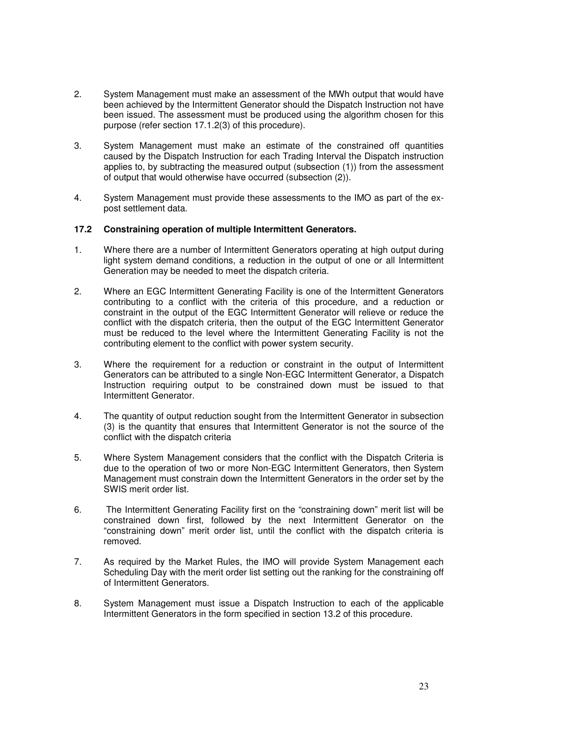2. System Management must make an assessment of the MWh output that would have been achieved by the Intermittent Generator should the Dispatch Instruction not have been issued. The assessment must be produced using the algorithm chosen for this purpose (refer section 17.1.2(3) of this procedure).

3. System Management must make an estimate of the constrained off quantities caused by the Dispatch Instruction for each Trading Interval the Dispatch instruction applies to, by subtracting the measured output (subsection (1)) from the assessment of output that would otherwise have occurred (subsection (2)).

4. System Management must provide these assessments to the IMO as part of the ex-post settlement data.

### 17.2 Constraining operation of multiple Intermittent Generators.

1. Where there are a number of Intermittent Generators operating at high output during light system demand conditions, a reduction in the output of one or all Intermittent Generation may be needed to meet the dispatch criteria.

2. Where an EGC Intermittent Generating Facility is one of the Intermittent Generators contributing to a conflict with the criteria of this procedure, and a reduction or constraint in the output of the EGC Intermittent Generator will relieve or reduce the conflict with the dispatch criteria, then the output of the EGC Intermittent Generator must be reduced to the level where the Intermittent Generating Facility is not the contributing element to the conflict with power system security.

3. Where the requirement for a reduction or constraint in the output of Intermittent Generators can be attributed to a single Non-EGC Intermittent Generator, a Dispatch Instruction requiring output to be constrained down must be issued to that Intermittent Generator.

4. The quantity of output reduction sought from the Intermittent Generator in subsection (3) is the quantity that ensures that Intermittent Generator is not the source of the conflict with the dispatch criteria

5. Where System Management considers that the conflict with the Dispatch Criteria is due to the operation of two or more Non-EGC Intermittent Generators, then System Management must constrain down the Intermittent Generators in the order set by the SWIS merit order list.

6. The Intermittent Generating Facility first on the "constraining down" merit list will be constrained down first, followed by the next Intermittent Generator on the "constraining down" merit order list, until the conflict with the dispatch criteria is removed.

7. As required by the Market Rules, the IMO will provide System Management each Scheduling Day with the merit order list setting out the ranking for the constraining off of Intermittent Generators.

8. System Management must issue a Dispatch Instruction to each of the applicable Intermittent Generators in the form specified in section 13.2 of this procedure.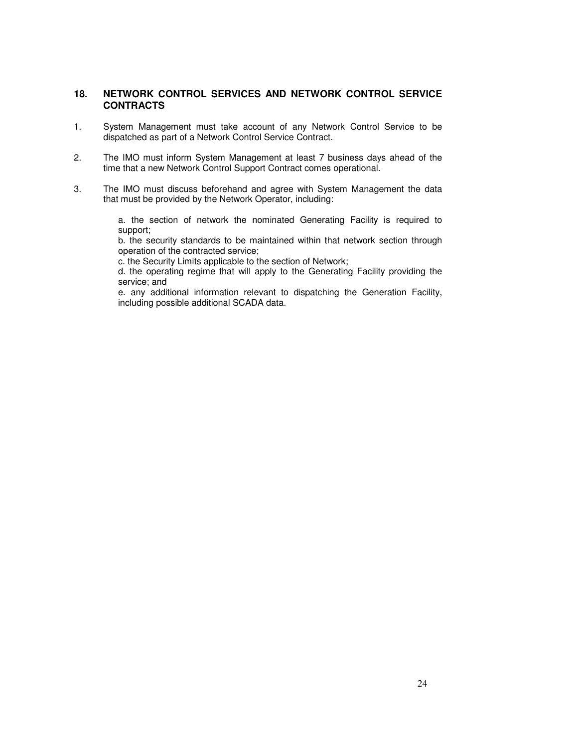## 18. NETWORK CONTROL SERVICES AND NETWORK CONTROL SERVICE CONTRACTS

1. System Management must take account of any Network Control Service to be dispatched as part of a Network Control Service Contract.

2. The IMO must inform System Management at least 7 business days ahead of the time that a new Network Control Support Contract comes operational.

3. The IMO must discuss beforehand and agree with System Management the data that must be provided by the Network Operator, including:

   a. the section of network the nominated Generating Facility is required to support;
   b. the security standards to be maintained within that network section through operation of the contracted service;
   c. the Security Limits applicable to the section of Network;
   d. the operating regime that will apply to the Generating Facility providing the service; and
   e. any additional information relevant to dispatching the Generation Facility, including possible additional SCADA data.